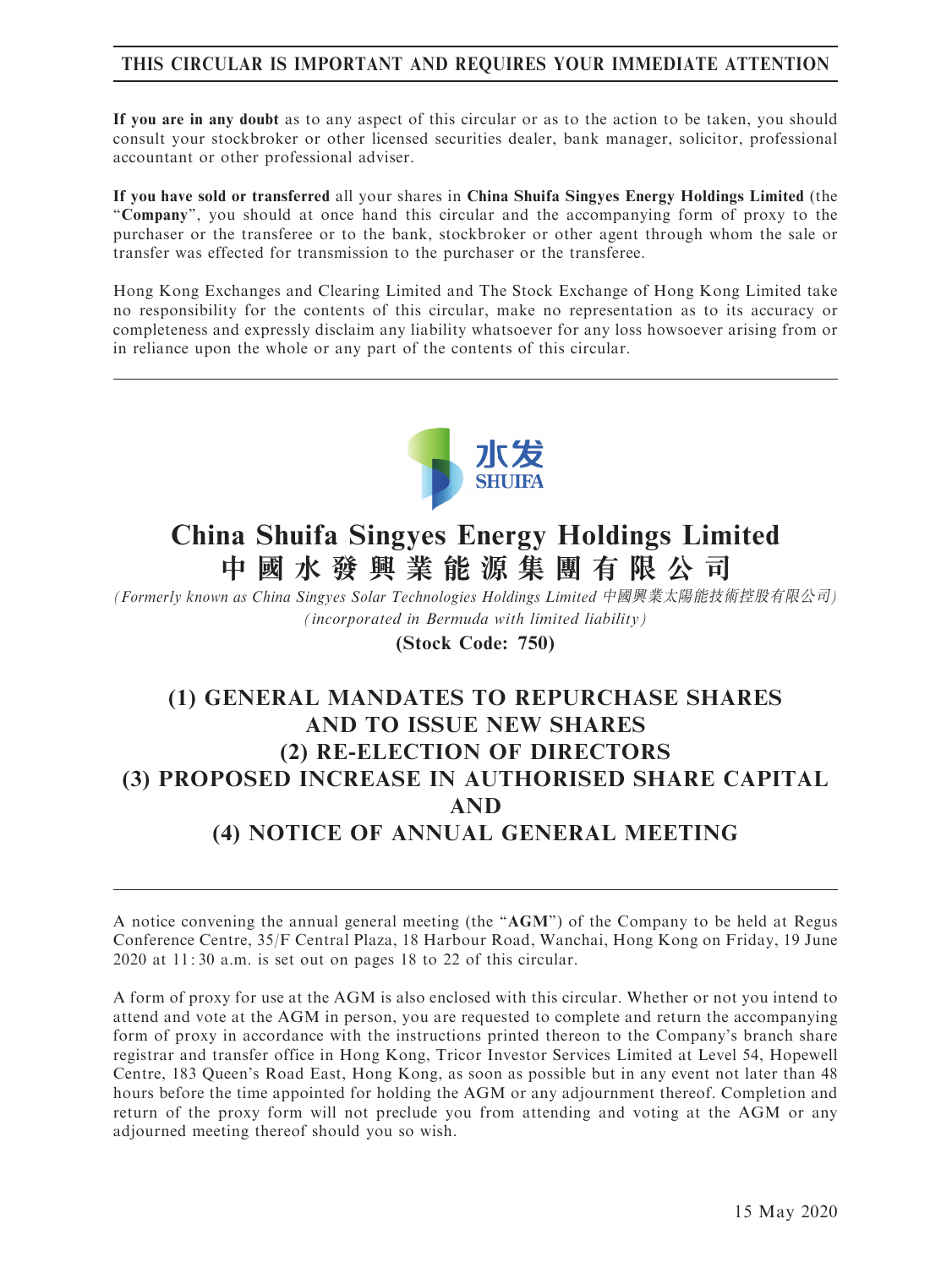**THIS CIRCULAR IS IMPORTANT AND REQUIRES YOUR IMMEDIATE ATTENTION**

**If you are in any doubt** as to any aspect of this circular or as to the action to be taken, you should consult your stockbroker or other licensed securities dealer, bank manager, solicitor, professional accountant or other professional adviser.

**If you have sold or transferred** all your shares in **China Shuifa Singyes Energy Holdings Limited** (the "**Company**", you should at once hand this circular and the accompanying form of proxy to the purchaser or the transferee or to the bank, stockbroker or other agent through whom the sale or transfer was effected for transmission to the purchaser or the transferee.

Hong Kong Exchanges and Clearing Limited and The Stock Exchange of Hong Kong Limited take no responsibility for the contents of this circular, make no representation as to its accuracy or completeness and expressly disclaim any liability whatsoever for any loss howsoever arising from or in reliance upon the whole or any part of the contents of this circular.

水发
SHUIFA

# China Shuifa Singyes Energy Holdings Limited
# 中國水發興業能源集團有限公司

*(Formerly known as China Singyes Solar Technologies Holdings Limited 中國興業太陽能技術控股有限公司)*
*(incorporated in Bermuda with limited liability)*

**(Stock Code: 750)**

## (1) GENERAL MANDATES TO REPURCHASE SHARES AND TO ISSUE NEW SHARES
## (2) RE-ELECTION OF DIRECTORS
## (3) PROPOSED INCREASE IN AUTHORISED SHARE CAPITAL AND
## (4) NOTICE OF ANNUAL GENERAL MEETING

A notice convening the annual general meeting (the "**AGM**") of the Company to be held at Regus Conference Centre, 35/F Central Plaza, 18 Harbour Road, Wanchai, Hong Kong on Friday, 19 June 2020 at 11:30 a.m. is set out on pages 18 to 22 of this circular.

A form of proxy for use at the AGM is also enclosed with this circular. Whether or not you intend to attend and vote at the AGM in person, you are requested to complete and return the accompanying form of proxy in accordance with the instructions printed thereon to the Company's branch share registrar and transfer office in Hong Kong, Tricor Investor Services Limited at Level 54, Hopewell Centre, 183 Queen's Road East, Hong Kong, as soon as possible but in any event not later than 48 hours before the time appointed for holding the AGM or any adjournment thereof. Completion and return of the proxy form will not preclude you from attending and voting at the AGM or any adjourned meeting thereof should you so wish.

15 May 2020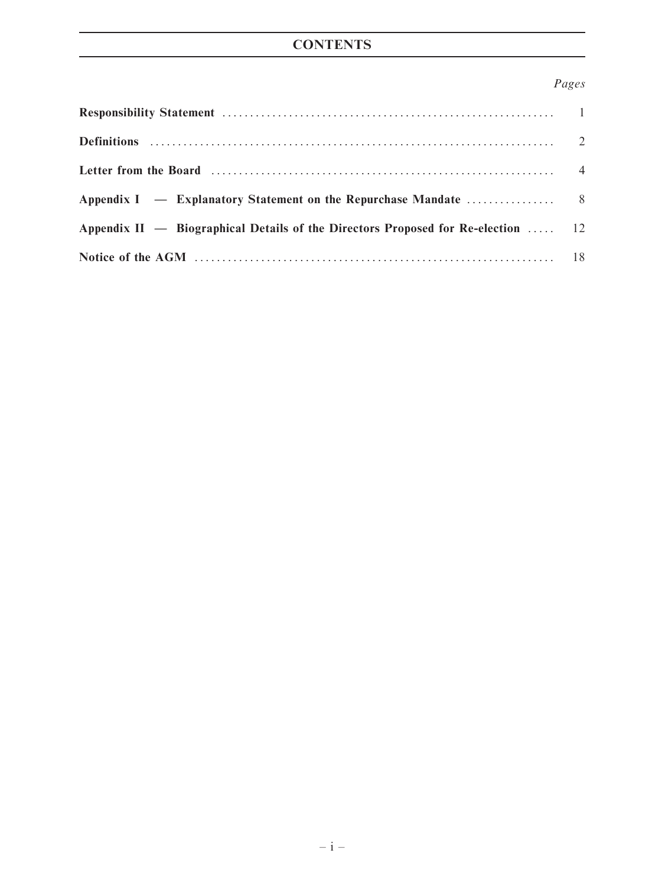# CONTENTS

| | *Pages* |
|---|---|
| **Responsibility Statement** | 1 |
| **Definitions** | 2 |
| **Letter from the Board** | 4 |
| **Appendix I — Explanatory Statement on the Repurchase Mandate** | 8 |
| **Appendix II — Biographical Details of the Directors Proposed for Re-election** | 12 |
| **Notice of the AGM** | 18 |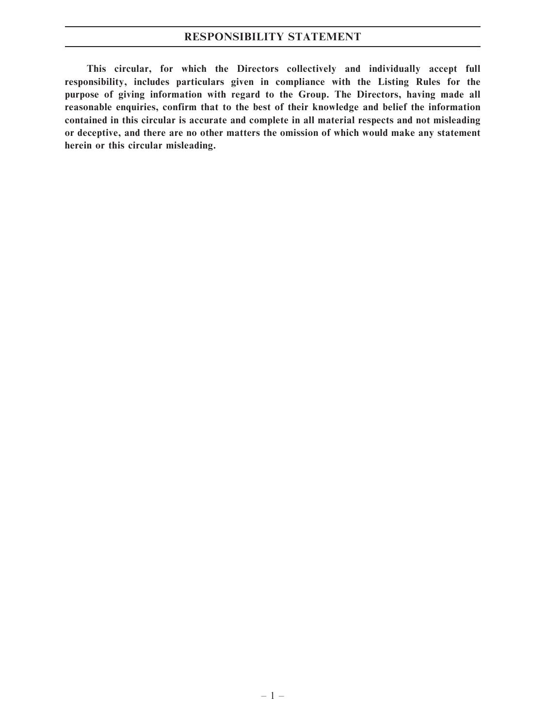# RESPONSIBILITY STATEMENT

**This circular, for which the Directors collectively and individually accept full responsibility, includes particulars given in compliance with the Listing Rules for the purpose of giving information with regard to the Group. The Directors, having made all reasonable enquiries, confirm that to the best of their knowledge and belief the information contained in this circular is accurate and complete in all material respects and not misleading or deceptive, and there are no other matters the omission of which would make any statement herein or this circular misleading.**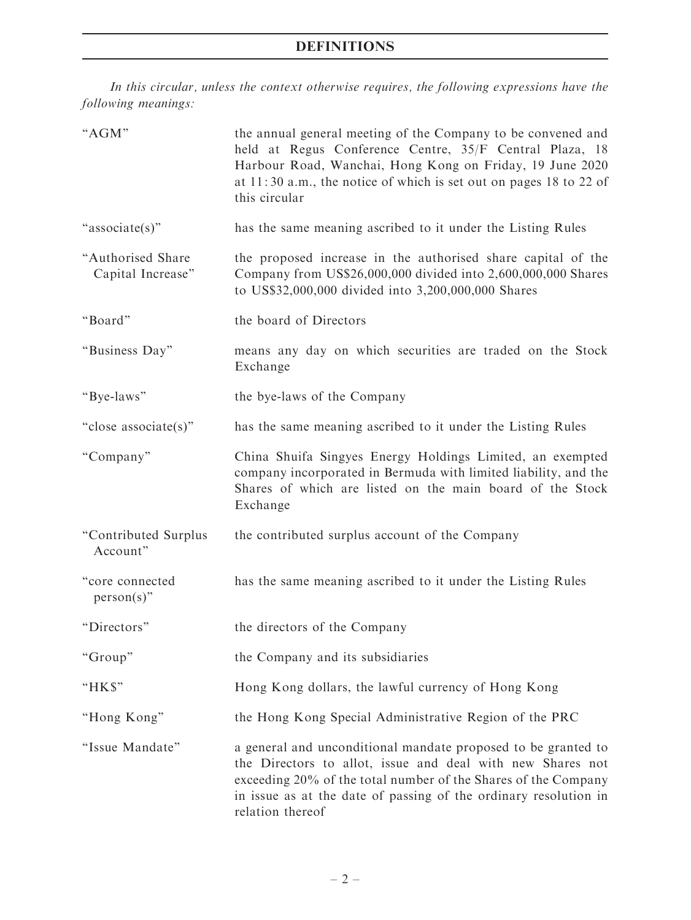# DEFINITIONS

*In this circular, unless the context otherwise requires, the following expressions have the following meanings:*

| | |
|---|---|
| "AGM" | the annual general meeting of the Company to be convened and held at Regus Conference Centre, 35/F Central Plaza, 18 Harbour Road, Wanchai, Hong Kong on Friday, 19 June 2020 at 11:30 a.m., the notice of which is set out on pages 18 to 22 of this circular |
| "associate(s)" | has the same meaning ascribed to it under the Listing Rules |
| "Authorised Share Capital Increase" | the proposed increase in the authorised share capital of the Company from US$26,000,000 divided into 2,600,000,000 Shares to US$32,000,000 divided into 3,200,000,000 Shares |
| "Board" | the board of Directors |
| "Business Day" | means any day on which securities are traded on the Stock Exchange |
| "Bye-laws" | the bye-laws of the Company |
| "close associate(s)" | has the same meaning ascribed to it under the Listing Rules |
| "Company" | China Shuifa Singyes Energy Holdings Limited, an exempted company incorporated in Bermuda with limited liability, and the Shares of which are listed on the main board of the Stock Exchange |
| "Contributed Surplus Account" | the contributed surplus account of the Company |
| "core connected person(s)" | has the same meaning ascribed to it under the Listing Rules |
| "Directors" | the directors of the Company |
| "Group" | the Company and its subsidiaries |
| "HK$" | Hong Kong dollars, the lawful currency of Hong Kong |
| "Hong Kong" | the Hong Kong Special Administrative Region of the PRC |
| "Issue Mandate" | a general and unconditional mandate proposed to be granted to the Directors to allot, issue and deal with new Shares not exceeding 20% of the total number of the Shares of the Company in issue as at the date of passing of the ordinary resolution in relation thereof |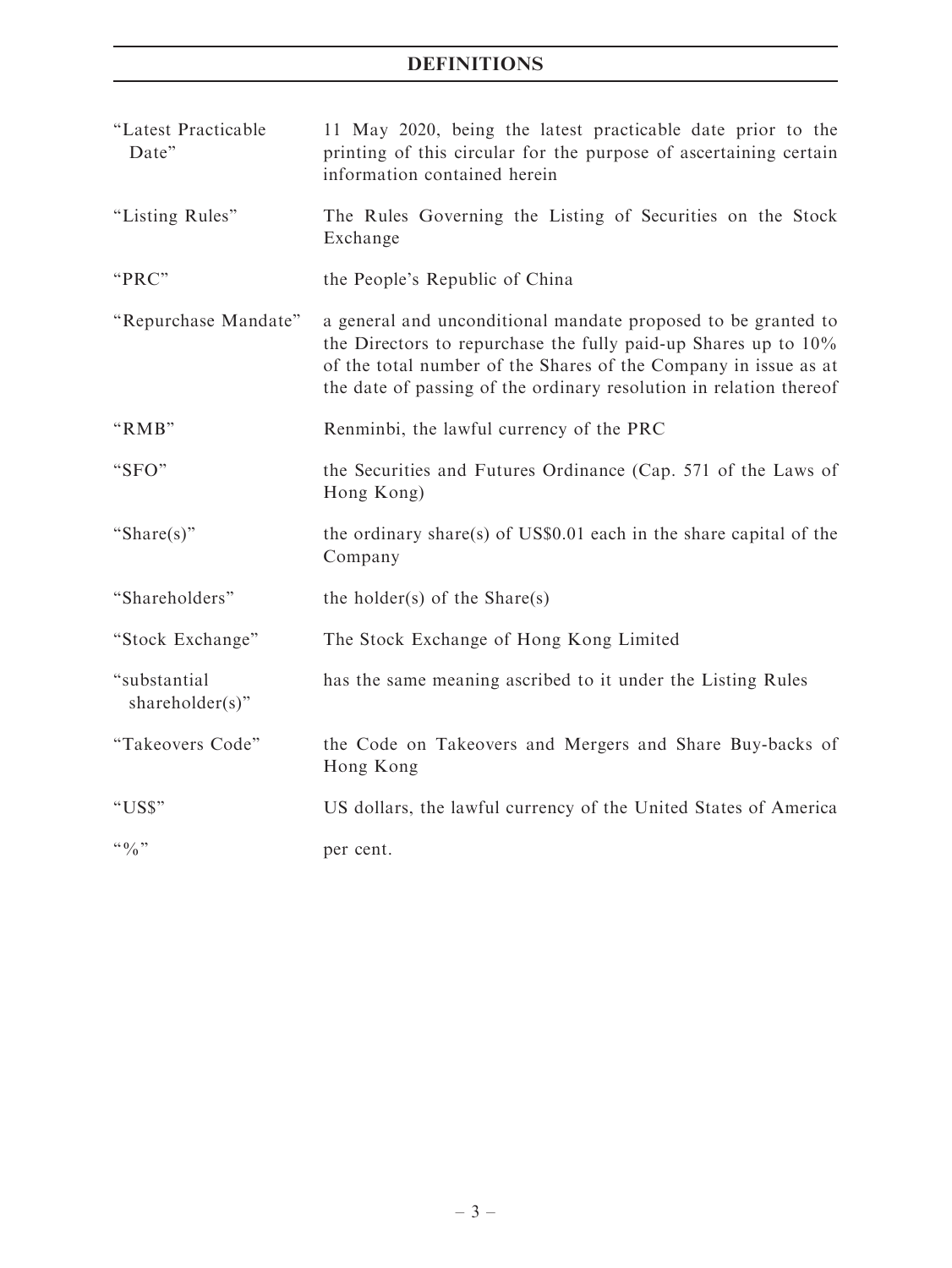# DEFINITIONS

| | |
|---|---|
| "Latest Practicable Date" | 11 May 2020, being the latest practicable date prior to the printing of this circular for the purpose of ascertaining certain information contained herein |
| "Listing Rules" | The Rules Governing the Listing of Securities on the Stock Exchange |
| "PRC" | the People's Republic of China |
| "Repurchase Mandate" | a general and unconditional mandate proposed to be granted to the Directors to repurchase the fully paid-up Shares up to 10% of the total number of the Shares of the Company in issue as at the date of passing of the ordinary resolution in relation thereof |
| "RMB" | Renminbi, the lawful currency of the PRC |
| "SFO" | the Securities and Futures Ordinance (Cap. 571 of the Laws of Hong Kong) |
| "Share(s)" | the ordinary share(s) of US$0.01 each in the share capital of the Company |
| "Shareholders" | the holder(s) of the Share(s) |
| "Stock Exchange" | The Stock Exchange of Hong Kong Limited |
| "substantial shareholder(s)" | has the same meaning ascribed to it under the Listing Rules |
| "Takeovers Code" | the Code on Takeovers and Mergers and Share Buy-backs of Hong Kong |
| "US$" | US dollars, the lawful currency of the United States of America |
| "%" | per cent. |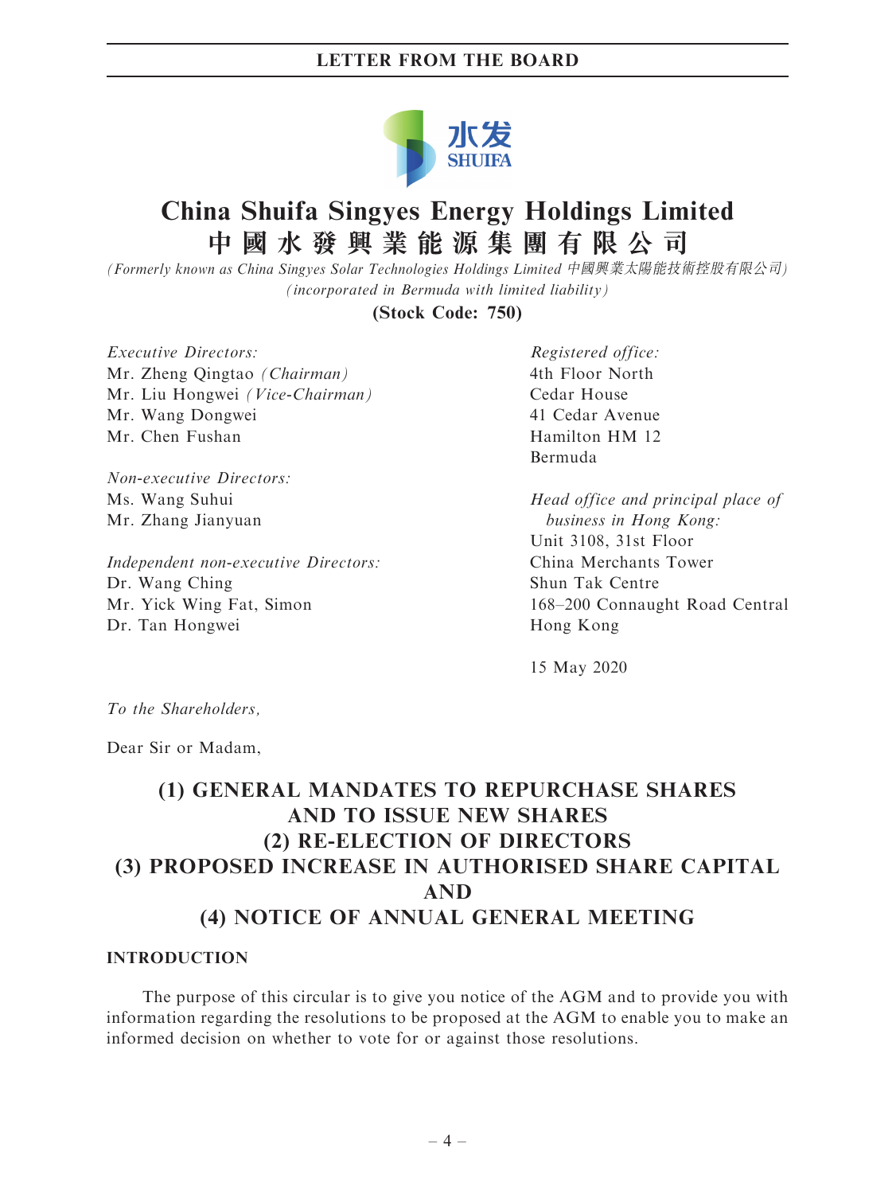# China Shuifa Singyes Energy Holdings Limited
# 中國水發興業能源集團有限公司

*(Formerly known as China Singyes Solar Technologies Holdings Limited 中國興業太陽能技術控股有限公司)*
*(incorporated in Bermuda with limited liability)*

**(Stock Code: 750)**

*Executive Directors:*
Mr. Zheng Qingtao *(Chairman)*
Mr. Liu Hongwei *(Vice-Chairman)*
Mr. Wang Dongwei
Mr. Chen Fushan

*Non-executive Directors:*
Ms. Wang Suhui
Mr. Zhang Jianyuan

*Independent non-executive Directors:*
Dr. Wang Ching
Mr. Yick Wing Fat, Simon
Dr. Tan Hongwei

*Registered office:*
4th Floor North
Cedar House
41 Cedar Avenue
Hamilton HM 12
Bermuda

*Head office and principal place of business in Hong Kong:*
Unit 3108, 31st Floor
China Merchants Tower
Shun Tak Centre
168–200 Connaught Road Central
Hong Kong

15 May 2020

*To the Shareholders,*

Dear Sir or Madam,

## (1) GENERAL MANDATES TO REPURCHASE SHARES AND TO ISSUE NEW SHARES (2) RE-ELECTION OF DIRECTORS (3) PROPOSED INCREASE IN AUTHORISED SHARE CAPITAL AND (4) NOTICE OF ANNUAL GENERAL MEETING

### INTRODUCTION

The purpose of this circular is to give you notice of the AGM and to provide you with information regarding the resolutions to be proposed at the AGM to enable you to make an informed decision on whether to vote for or against those resolutions.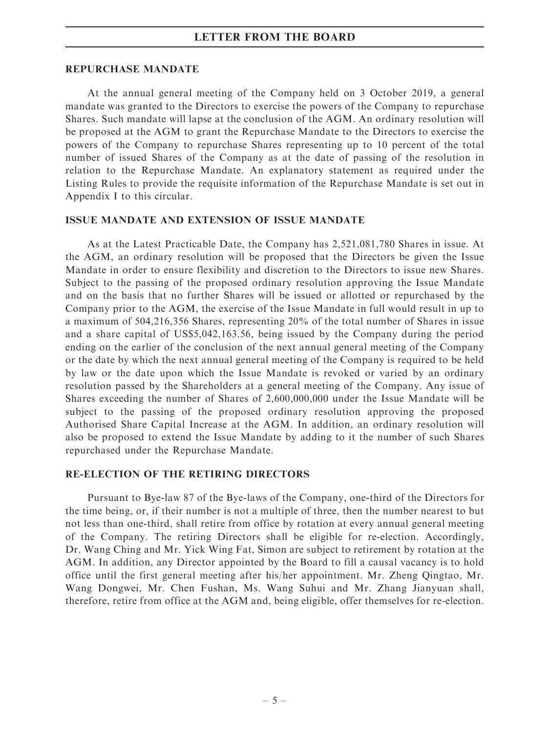## REPURCHASE MANDATE

At the annual general meeting of the Company held on 3 October 2019, a general mandate was granted to the Directors to exercise the powers of the Company to repurchase Shares. Such mandate will lapse at the conclusion of the AGM. An ordinary resolution will be proposed at the AGM to grant the Repurchase Mandate to the Directors to exercise the powers of the Company to repurchase Shares representing up to 10 percent of the total number of issued Shares of the Company as at the date of passing of the resolution in relation to the Repurchase Mandate. An explanatory statement as required under the Listing Rules to provide the requisite information of the Repurchase Mandate is set out in Appendix I to this circular.

## ISSUE MANDATE AND EXTENSION OF ISSUE MANDATE

As at the Latest Practicable Date, the Company has 2,521,081,780 Shares in issue. At the AGM, an ordinary resolution will be proposed that the Directors be given the Issue Mandate in order to ensure flexibility and discretion to the Directors to issue new Shares. Subject to the passing of the proposed ordinary resolution approving the Issue Mandate and on the basis that no further Shares will be issued or allotted or repurchased by the Company prior to the AGM, the exercise of the Issue Mandate in full would result in up to a maximum of 504,216,356 Shares, representing 20% of the total number of Shares in issue and a share capital of US$5,042,163.56, being issued by the Company during the period ending on the earlier of the conclusion of the next annual general meeting of the Company or the date by which the next annual general meeting of the Company is required to be held by law or the date upon which the Issue Mandate is revoked or varied by an ordinary resolution passed by the Shareholders at a general meeting of the Company. Any issue of Shares exceeding the number of Shares of 2,600,000,000 under the Issue Mandate will be subject to the passing of the proposed ordinary resolution approving the proposed Authorised Share Capital Increase at the AGM. In addition, an ordinary resolution will also be proposed to extend the Issue Mandate by adding to it the number of such Shares repurchased under the Repurchase Mandate.

## RE-ELECTION OF THE RETIRING DIRECTORS

Pursuant to Bye-law 87 of the Bye-laws of the Company, one-third of the Directors for the time being, or, if their number is not a multiple of three, then the number nearest to but not less than one-third, shall retire from office by rotation at every annual general meeting of the Company. The retiring Directors shall be eligible for re-election. Accordingly, Dr. Wang Ching and Mr. Yick Wing Fat, Simon are subject to retirement by rotation at the AGM. In addition, any Director appointed by the Board to fill a causal vacancy is to hold office until the first general meeting after his/her appointment. Mr. Zheng Qingtao, Mr. Wang Dongwei, Mr. Chen Fushan, Ms. Wang Suhui and Mr. Zhang Jianyuan shall, therefore, retire from office at the AGM and, being eligible, offer themselves for re-election.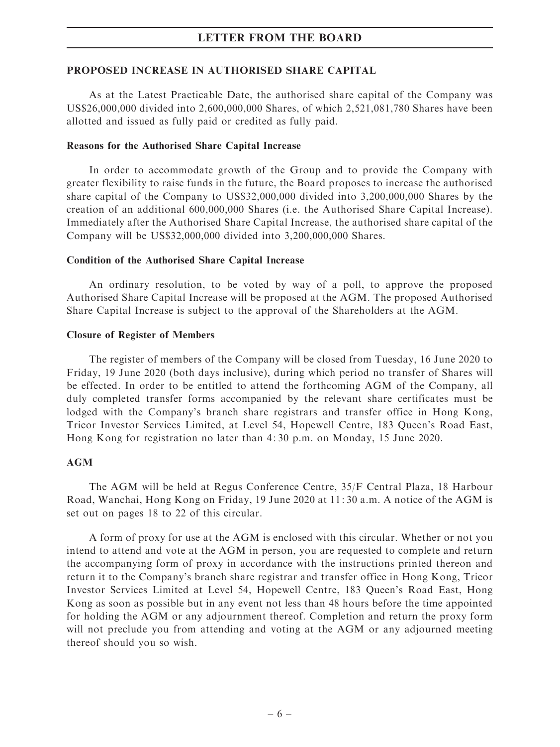## PROPOSED INCREASE IN AUTHORISED SHARE CAPITAL

As at the Latest Practicable Date, the authorised share capital of the Company was US$26,000,000 divided into 2,600,000,000 Shares, of which 2,521,081,780 Shares have been allotted and issued as fully paid or credited as fully paid.

### Reasons for the Authorised Share Capital Increase

In order to accommodate growth of the Group and to provide the Company with greater flexibility to raise funds in the future, the Board proposes to increase the authorised share capital of the Company to US$32,000,000 divided into 3,200,000,000 Shares by the creation of an additional 600,000,000 Shares (i.e. the Authorised Share Capital Increase). Immediately after the Authorised Share Capital Increase, the authorised share capital of the Company will be US$32,000,000 divided into 3,200,000,000 Shares.

### Condition of the Authorised Share Capital Increase

An ordinary resolution, to be voted by way of a poll, to approve the proposed Authorised Share Capital Increase will be proposed at the AGM. The proposed Authorised Share Capital Increase is subject to the approval of the Shareholders at the AGM.

### Closure of Register of Members

The register of members of the Company will be closed from Tuesday, 16 June 2020 to Friday, 19 June 2020 (both days inclusive), during which period no transfer of Shares will be effected. In order to be entitled to attend the forthcoming AGM of the Company, all duly completed transfer forms accompanied by the relevant share certificates must be lodged with the Company's branch share registrars and transfer office in Hong Kong, Tricor Investor Services Limited, at Level 54, Hopewell Centre, 183 Queen's Road East, Hong Kong for registration no later than 4:30 p.m. on Monday, 15 June 2020.

## AGM

The AGM will be held at Regus Conference Centre, 35/F Central Plaza, 18 Harbour Road, Wanchai, Hong Kong on Friday, 19 June 2020 at 11:30 a.m. A notice of the AGM is set out on pages 18 to 22 of this circular.

A form of proxy for use at the AGM is enclosed with this circular. Whether or not you intend to attend and vote at the AGM in person, you are requested to complete and return the accompanying form of proxy in accordance with the instructions printed thereon and return it to the Company's branch share registrar and transfer office in Hong Kong, Tricor Investor Services Limited at Level 54, Hopewell Centre, 183 Queen's Road East, Hong Kong as soon as possible but in any event not less than 48 hours before the time appointed for holding the AGM or any adjournment thereof. Completion and return the proxy form will not preclude you from attending and voting at the AGM or any adjourned meeting thereof should you so wish.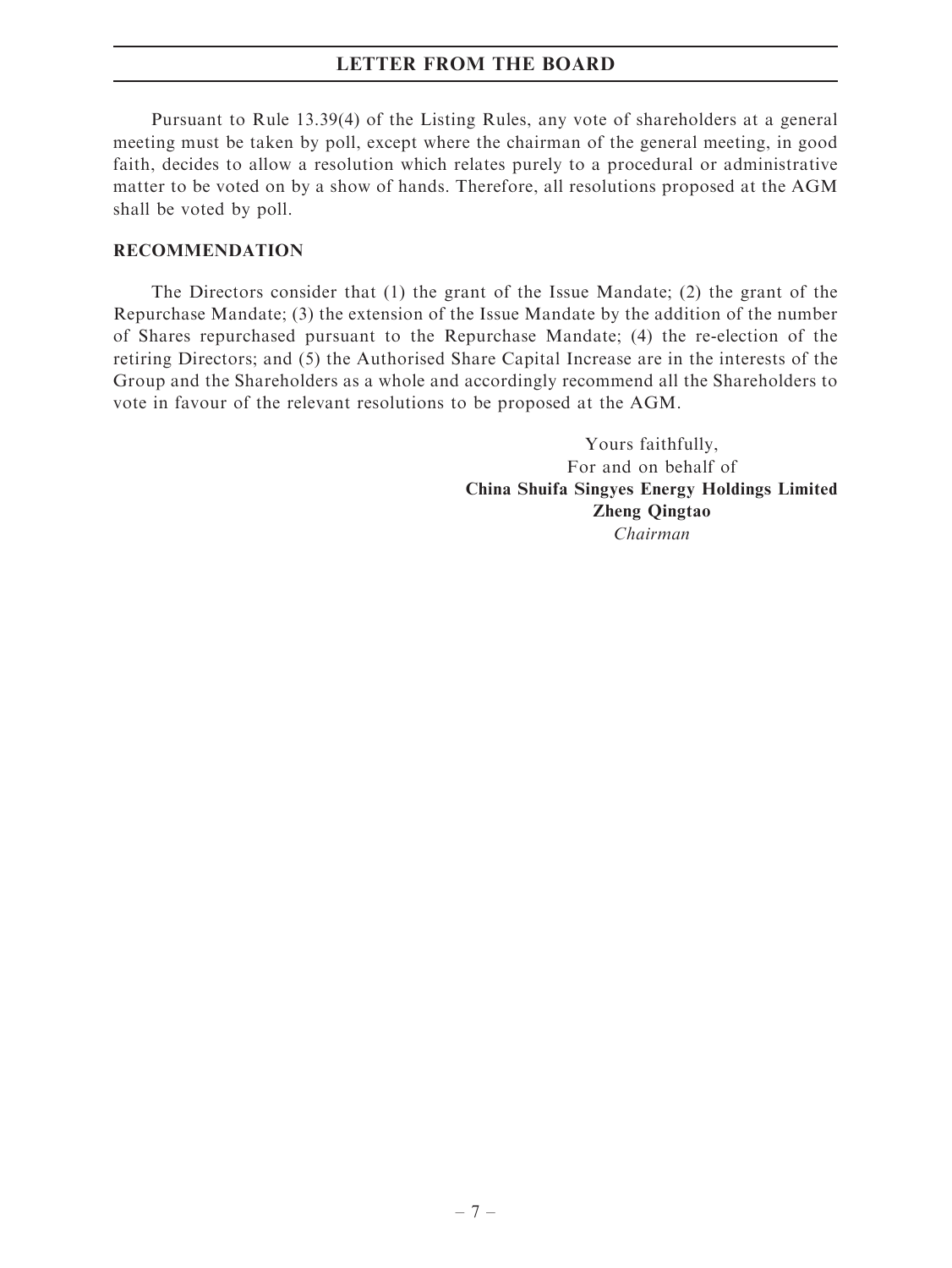Pursuant to Rule 13.39(4) of the Listing Rules, any vote of shareholders at a general meeting must be taken by poll, except where the chairman of the general meeting, in good faith, decides to allow a resolution which relates purely to a procedural or administrative matter to be voted on by a show of hands. Therefore, all resolutions proposed at the AGM shall be voted by poll.

## RECOMMENDATION

The Directors consider that (1) the grant of the Issue Mandate; (2) the grant of the Repurchase Mandate; (3) the extension of the Issue Mandate by the addition of the number of Shares repurchased pursuant to the Repurchase Mandate; (4) the re-election of the retiring Directors; and (5) the Authorised Share Capital Increase are in the interests of the Group and the Shareholders as a whole and accordingly recommend all the Shareholders to vote in favour of the relevant resolutions to be proposed at the AGM.

Yours faithfully,
For and on behalf of
**China Shuifa Singyes Energy Holdings Limited**
**Zheng Qingtao**
*Chairman*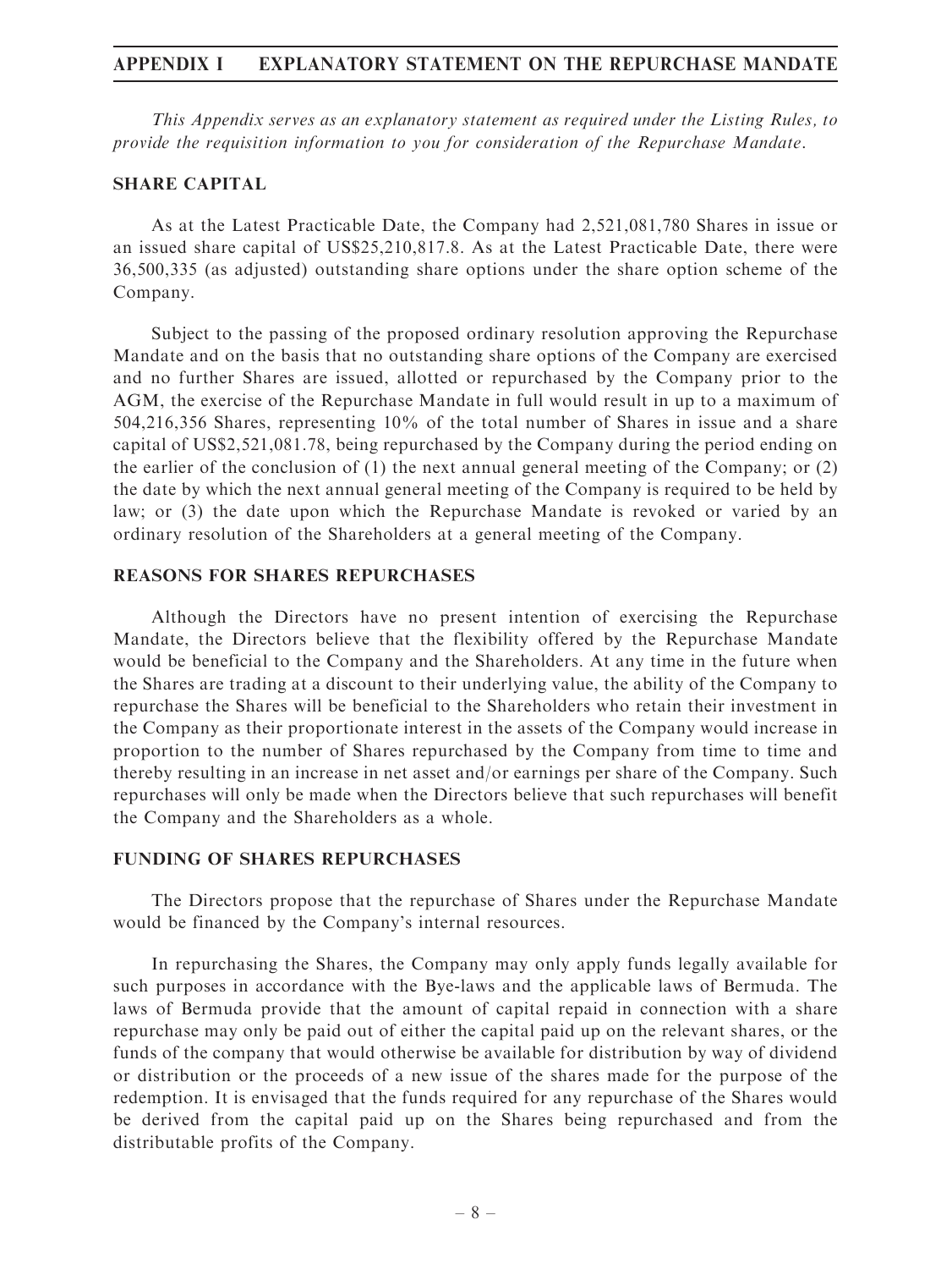# APPENDIX I EXPLANATORY STATEMENT ON THE REPURCHASE MANDATE

*This Appendix serves as an explanatory statement as required under the Listing Rules, to provide the requisition information to you for consideration of the Repurchase Mandate.*

## SHARE CAPITAL

As at the Latest Practicable Date, the Company had 2,521,081,780 Shares in issue or an issued share capital of US$25,210,817.8. As at the Latest Practicable Date, there were 36,500,335 (as adjusted) outstanding share options under the share option scheme of the Company.

Subject to the passing of the proposed ordinary resolution approving the Repurchase Mandate and on the basis that no outstanding share options of the Company are exercised and no further Shares are issued, allotted or repurchased by the Company prior to the AGM, the exercise of the Repurchase Mandate in full would result in up to a maximum of 504,216,356 Shares, representing 10% of the total number of Shares in issue and a share capital of US$2,521,081.78, being repurchased by the Company during the period ending on the earlier of the conclusion of (1) the next annual general meeting of the Company; or (2) the date by which the next annual general meeting of the Company is required to be held by law; or (3) the date upon which the Repurchase Mandate is revoked or varied by an ordinary resolution of the Shareholders at a general meeting of the Company.

## REASONS FOR SHARES REPURCHASES

Although the Directors have no present intention of exercising the Repurchase Mandate, the Directors believe that the flexibility offered by the Repurchase Mandate would be beneficial to the Company and the Shareholders. At any time in the future when the Shares are trading at a discount to their underlying value, the ability of the Company to repurchase the Shares will be beneficial to the Shareholders who retain their investment in the Company as their proportionate interest in the assets of the Company would increase in proportion to the number of Shares repurchased by the Company from time to time and thereby resulting in an increase in net asset and/or earnings per share of the Company. Such repurchases will only be made when the Directors believe that such repurchases will benefit the Company and the Shareholders as a whole.

## FUNDING OF SHARES REPURCHASES

The Directors propose that the repurchase of Shares under the Repurchase Mandate would be financed by the Company's internal resources.

In repurchasing the Shares, the Company may only apply funds legally available for such purposes in accordance with the Bye-laws and the applicable laws of Bermuda. The laws of Bermuda provide that the amount of capital repaid in connection with a share repurchase may only be paid out of either the capital paid up on the relevant shares, or the funds of the company that would otherwise be available for distribution by way of dividend or distribution or the proceeds of a new issue of the shares made for the purpose of the redemption. It is envisaged that the funds required for any repurchase of the Shares would be derived from the capital paid up on the Shares being repurchased and from the distributable profits of the Company.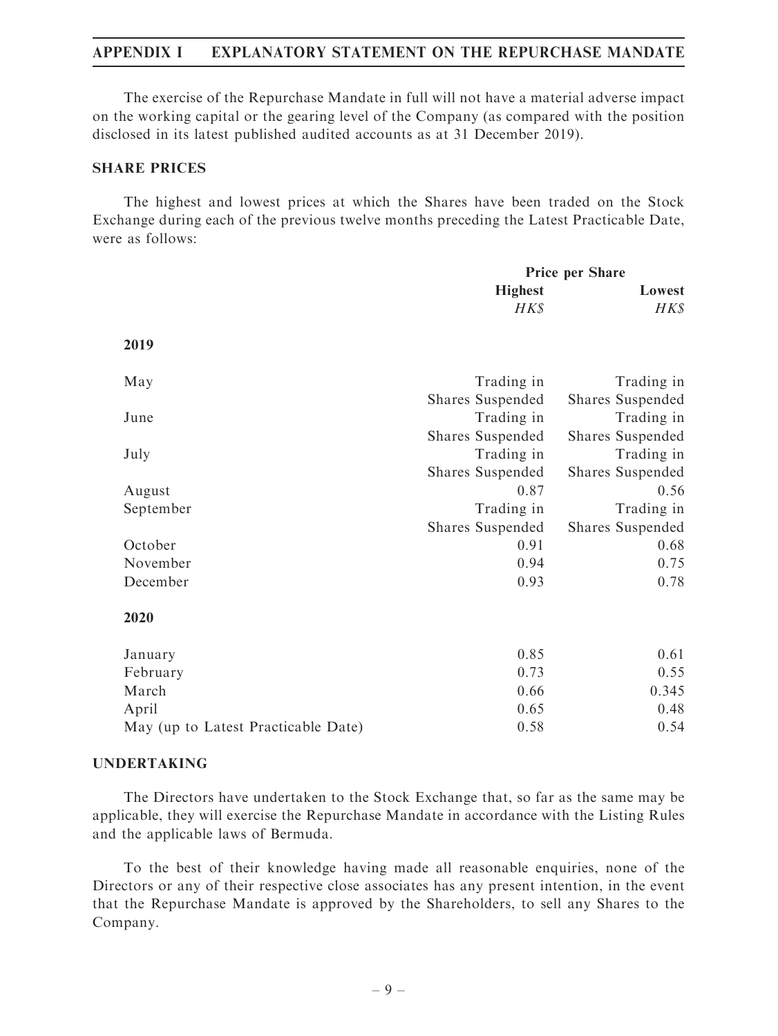The exercise of the Repurchase Mandate in full will not have a material adverse impact on the working capital or the gearing level of the Company (as compared with the position disclosed in its latest published audited accounts as at 31 December 2019).

## SHARE PRICES

The highest and lowest prices at which the Shares have been traded on the Stock Exchange during each of the previous twelve months preceding the Latest Practicable Date, were as follows:

| | Price per Share | |
|---|---|---|
| | **Highest** | **Lowest** |
| | *HK$* | *HK$* |
| **2019** | | |
| May | Trading in Shares Suspended | Trading in Shares Suspended |
| June | Trading in Shares Suspended | Trading in Shares Suspended |
| July | Trading in Shares Suspended | Trading in Shares Suspended |
| August | 0.87 | 0.56 |
| September | Trading in Shares Suspended | Trading in Shares Suspended |
| October | 0.91 | 0.68 |
| November | 0.94 | 0.75 |
| December | 0.93 | 0.78 |
| **2020** | | |
| January | 0.85 | 0.61 |
| February | 0.73 | 0.55 |
| March | 0.66 | 0.345 |
| April | 0.65 | 0.48 |
| May (up to Latest Practicable Date) | 0.58 | 0.54 |

## UNDERTAKING

The Directors have undertaken to the Stock Exchange that, so far as the same may be applicable, they will exercise the Repurchase Mandate in accordance with the Listing Rules and the applicable laws of Bermuda.

To the best of their knowledge having made all reasonable enquiries, none of the Directors or any of their respective close associates has any present intention, in the event that the Repurchase Mandate is approved by the Shareholders, to sell any Shares to the Company.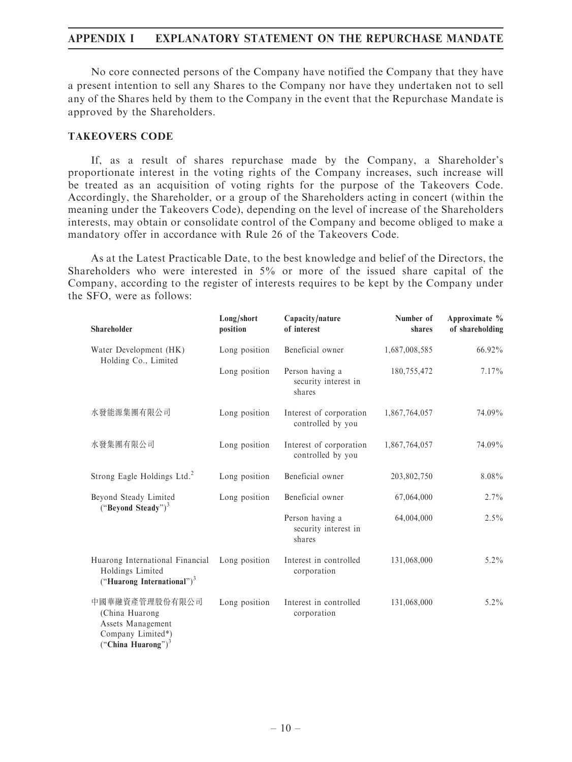No core connected persons of the Company have notified the Company that they have a present intention to sell any Shares to the Company nor have they undertaken not to sell any of the Shares held by them to the Company in the event that the Repurchase Mandate is approved by the Shareholders.

## TAKEOVERS CODE

If, as a result of shares repurchase made by the Company, a Shareholder's proportionate interest in the voting rights of the Company increases, such increase will be treated as an acquisition of voting rights for the purpose of the Takeovers Code. Accordingly, the Shareholder, or a group of the Shareholders acting in concert (within the meaning under the Takeovers Code), depending on the level of increase of the Shareholders interests, may obtain or consolidate control of the Company and become obliged to make a mandatory offer in accordance with Rule 26 of the Takeovers Code.

As at the Latest Practicable Date, to the best knowledge and belief of the Directors, the Shareholders who were interested in 5% or more of the issued share capital of the Company, according to the register of interests requires to be kept by the Company under the SFO, were as follows:

| Shareholder | Long/short position | Capacity/nature of interest | Number of shares | Approximate % of shareholding |
|---|---|---|---|---|
| Water Development (HK) Holding Co., Limited | Long position | Beneficial owner | 1,687,008,585 | 66.92% |
| | Long position | Person having a security interest in shares | 180,755,472 | 7.17% |
| 水發能源集團有限公司 | Long position | Interest of corporation controlled by you | 1,867,764,057 | 74.09% |
| 水發集團有限公司 | Long position | Interest of corporation controlled by you | 1,867,764,057 | 74.09% |
| Strong Eagle Holdings Ltd.[2] | Long position | Beneficial owner | 203,802,750 | 8.08% |
| Beyond Steady Limited ("**Beyond Steady**")[3] | Long position | Beneficial owner | 67,064,000 | 2.7% |
| | | Person having a security interest in shares | 64,004,000 | 2.5% |
| Huarong International Financial Holdings Limited ("**Huarong International**")[3] | Long position | Interest in controlled corporation | 131,068,000 | 5.2% |
| 中國華融資產管理股份有限公司 (China Huarong Assets Management Company Limited*) ("**China Huarong**")[3] | Long position | Interest in controlled corporation | 131,068,000 | 5.2% |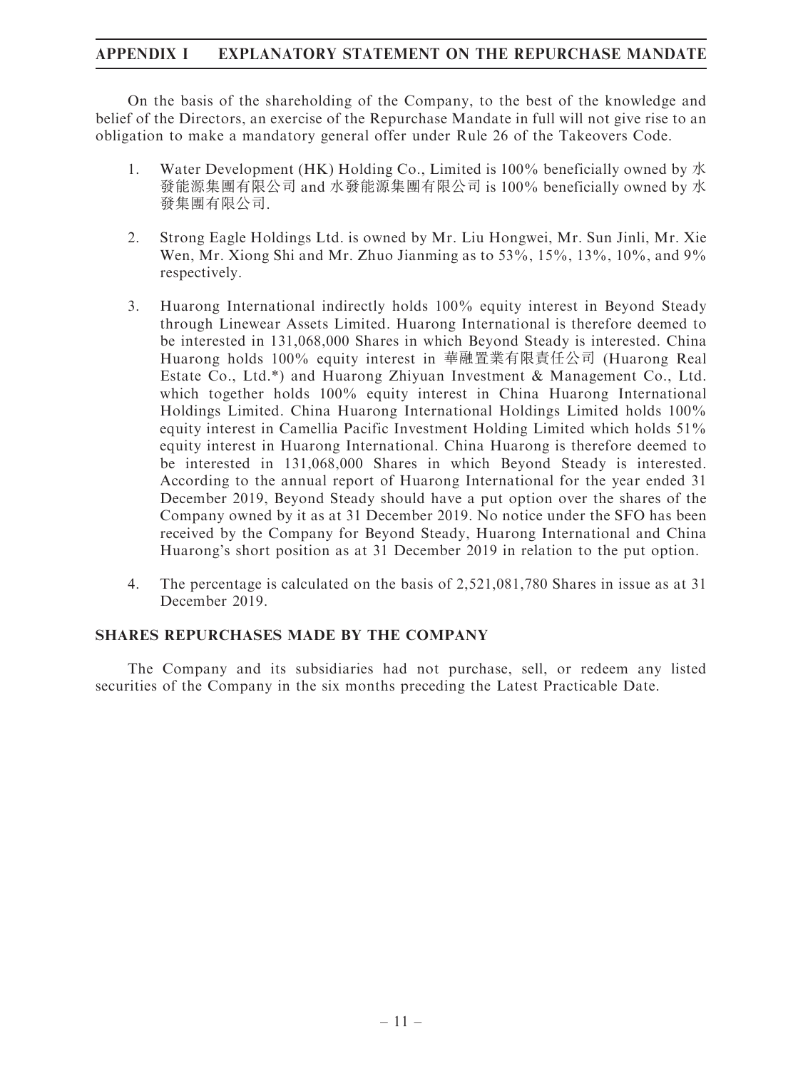On the basis of the shareholding of the Company, to the best of the knowledge and belief of the Directors, an exercise of the Repurchase Mandate in full will not give rise to an obligation to make a mandatory general offer under Rule 26 of the Takeovers Code.

1. Water Development (HK) Holding Co., Limited is 100% beneficially owned by 水發能源集團有限公司 and 水發能源集團有限公司 is 100% beneficially owned by 水發集團有限公司.

2. Strong Eagle Holdings Ltd. is owned by Mr. Liu Hongwei, Mr. Sun Jinli, Mr. Xie Wen, Mr. Xiong Shi and Mr. Zhuo Jianming as to 53%, 15%, 13%, 10%, and 9% respectively.

3. Huarong International indirectly holds 100% equity interest in Beyond Steady through Linewear Assets Limited. Huarong International is therefore deemed to be interested in 131,068,000 Shares in which Beyond Steady is interested. China Huarong holds 100% equity interest in 華融置業有限責任公司 (Huarong Real Estate Co., Ltd.*) and Huarong Zhiyuan Investment & Management Co., Ltd. which together holds 100% equity interest in China Huarong International Holdings Limited. China Huarong International Holdings Limited holds 100% equity interest in Camellia Pacific Investment Holding Limited which holds 51% equity interest in Huarong International. China Huarong is therefore deemed to be interested in 131,068,000 Shares in which Beyond Steady is interested. According to the annual report of Huarong International for the year ended 31 December 2019, Beyond Steady should have a put option over the shares of the Company owned by it as at 31 December 2019. No notice under the SFO has been received by the Company for Beyond Steady, Huarong International and China Huarong's short position as at 31 December 2019 in relation to the put option.

4. The percentage is calculated on the basis of 2,521,081,780 Shares in issue as at 31 December 2019.

## SHARES REPURCHASES MADE BY THE COMPANY

The Company and its subsidiaries had not purchase, sell, or redeem any listed securities of the Company in the six months preceding the Latest Practicable Date.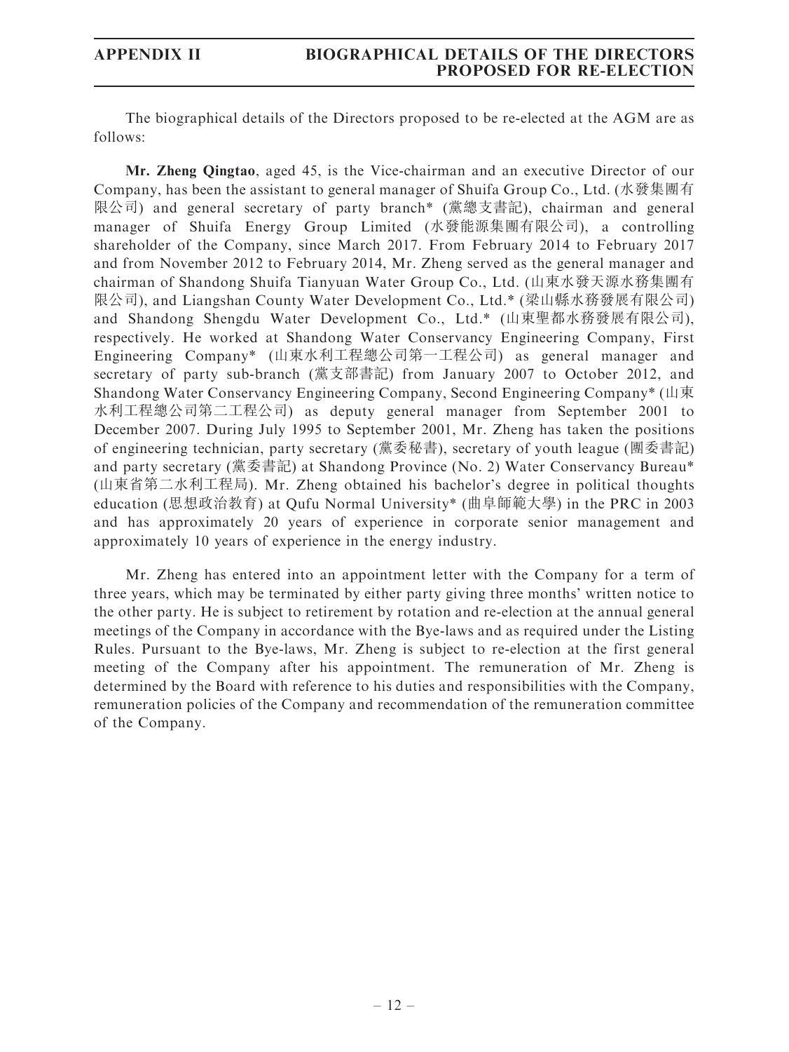The biographical details of the Directors proposed to be re-elected at the AGM are as follows:

**Mr. Zheng Qingtao**, aged 45, is the Vice-chairman and an executive Director of our Company, has been the assistant to general manager of Shuifa Group Co., Ltd. (水發集團有限公司) and general secretary of party branch* (黨總支書記), chairman and general manager of Shuifa Energy Group Limited (水發能源集團有限公司), a controlling shareholder of the Company, since March 2017. From February 2014 to February 2017 and from November 2012 to February 2014, Mr. Zheng served as the general manager and chairman of Shandong Shuifa Tianyuan Water Group Co., Ltd. (山東水發天源水務集團有限公司), and Liangshan County Water Development Co., Ltd.* (梁山縣水務發展有限公司) and Shandong Shengdu Water Development Co., Ltd.* (山東聖都水務發展有限公司), respectively. He worked at Shandong Water Conservancy Engineering Company, First Engineering Company* (山東水利工程總公司第一工程公司) as general manager and secretary of party sub-branch (黨支部書記) from January 2007 to October 2012, and Shandong Water Conservancy Engineering Company, Second Engineering Company* (山東水利工程總公司第二工程公司) as deputy general manager from September 2001 to December 2007. During July 1995 to September 2001, Mr. Zheng has taken the positions of engineering technician, party secretary (黨委秘書), secretary of youth league (團委書記) and party secretary (黨委書記) at Shandong Province (No. 2) Water Conservancy Bureau* (山東省第二水利工程局). Mr. Zheng obtained his bachelor's degree in political thoughts education (思想政治教育) at Qufu Normal University* (曲阜師範大學) in the PRC in 2003 and has approximately 20 years of experience in corporate senior management and approximately 10 years of experience in the energy industry.

Mr. Zheng has entered into an appointment letter with the Company for a term of three years, which may be terminated by either party giving three months' written notice to the other party. He is subject to retirement by rotation and re-election at the annual general meetings of the Company in accordance with the Bye-laws and as required under the Listing Rules. Pursuant to the Bye-laws, Mr. Zheng is subject to re-election at the first general meeting of the Company after his appointment. The remuneration of Mr. Zheng is determined by the Board with reference to his duties and responsibilities with the Company, remuneration policies of the Company and recommendation of the remuneration committee of the Company.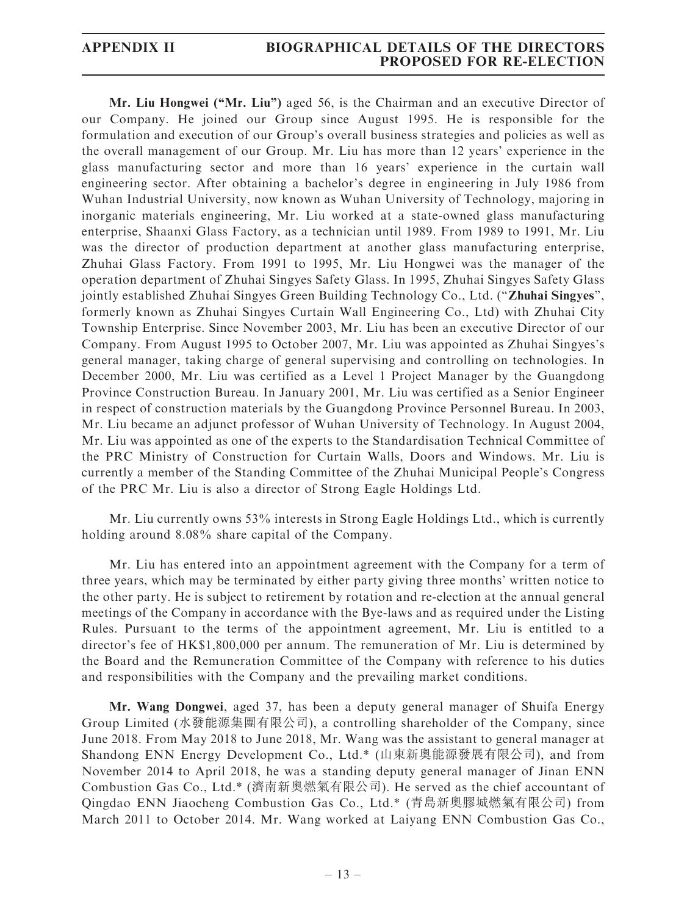**Mr. Liu Hongwei ("Mr. Liu")** aged 56, is the Chairman and an executive Director of our Company. He joined our Group since August 1995. He is responsible for the formulation and execution of our Group's overall business strategies and policies as well as the overall management of our Group. Mr. Liu has more than 12 years' experience in the glass manufacturing sector and more than 16 years' experience in the curtain wall engineering sector. After obtaining a bachelor's degree in engineering in July 1986 from Wuhan Industrial University, now known as Wuhan University of Technology, majoring in inorganic materials engineering, Mr. Liu worked at a state-owned glass manufacturing enterprise, Shaanxi Glass Factory, as a technician until 1989. From 1989 to 1991, Mr. Liu was the director of production department at another glass manufacturing enterprise, Zhuhai Glass Factory. From 1991 to 1995, Mr. Liu Hongwei was the manager of the operation department of Zhuhai Singyes Safety Glass. In 1995, Zhuhai Singyes Safety Glass jointly established Zhuhai Singyes Green Building Technology Co., Ltd. ("**Zhuhai Singyes**", formerly known as Zhuhai Singyes Curtain Wall Engineering Co., Ltd) with Zhuhai City Township Enterprise. Since November 2003, Mr. Liu has been an executive Director of our Company. From August 1995 to October 2007, Mr. Liu was appointed as Zhuhai Singyes's general manager, taking charge of general supervising and controlling on technologies. In December 2000, Mr. Liu was certified as a Level 1 Project Manager by the Guangdong Province Construction Bureau. In January 2001, Mr. Liu was certified as a Senior Engineer in respect of construction materials by the Guangdong Province Personnel Bureau. In 2003, Mr. Liu became an adjunct professor of Wuhan University of Technology. In August 2004, Mr. Liu was appointed as one of the experts to the Standardisation Technical Committee of the PRC Ministry of Construction for Curtain Walls, Doors and Windows. Mr. Liu is currently a member of the Standing Committee of the Zhuhai Municipal People's Congress of the PRC Mr. Liu is also a director of Strong Eagle Holdings Ltd.

Mr. Liu currently owns 53% interests in Strong Eagle Holdings Ltd., which is currently holding around 8.08% share capital of the Company.

Mr. Liu has entered into an appointment agreement with the Company for a term of three years, which may be terminated by either party giving three months' written notice to the other party. He is subject to retirement by rotation and re-election at the annual general meetings of the Company in accordance with the Bye-laws and as required under the Listing Rules. Pursuant to the terms of the appointment agreement, Mr. Liu is entitled to a director's fee of HK$1,800,000 per annum. The remuneration of Mr. Liu is determined by the Board and the Remuneration Committee of the Company with reference to his duties and responsibilities with the Company and the prevailing market conditions.

**Mr. Wang Dongwei**, aged 37, has been a deputy general manager of Shuifa Energy Group Limited (水發能源集團有限公司), a controlling shareholder of the Company, since June 2018. From May 2018 to June 2018, Mr. Wang was the assistant to general manager at Shandong ENN Energy Development Co., Ltd.* (山東新奧能源發展有限公司), and from November 2014 to April 2018, he was a standing deputy general manager of Jinan ENN Combustion Gas Co., Ltd.* (濟南新奧燃氣有限公司). He served as the chief accountant of Qingdao ENN Jiaocheng Combustion Gas Co., Ltd.* (青島新奧膠城燃氣有限公司) from March 2011 to October 2014. Mr. Wang worked at Laiyang ENN Combustion Gas Co.,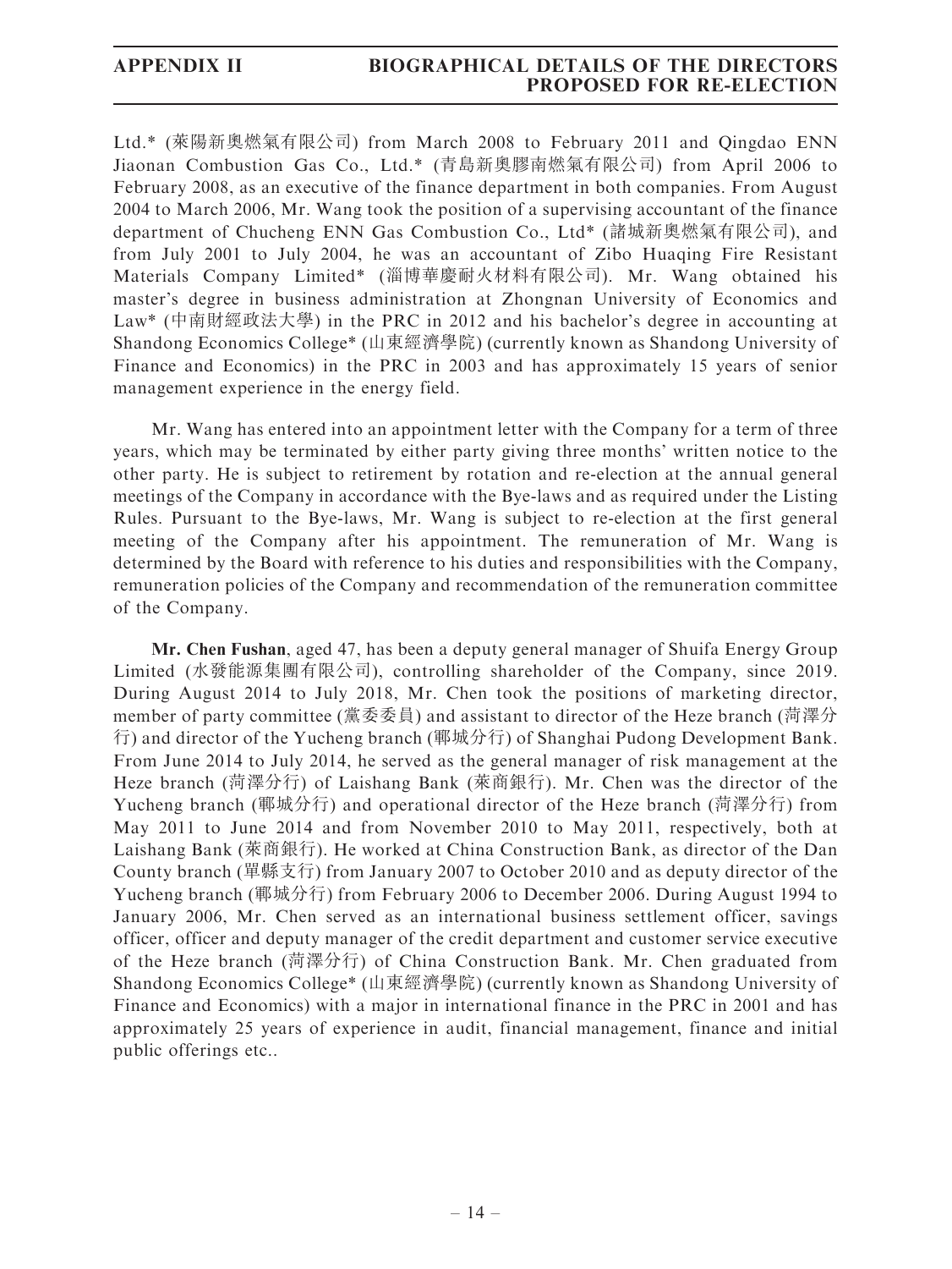Ltd.* (萊陽新奧燃氣有限公司) from March 2008 to February 2011 and Qingdao ENN Jiaonan Combustion Gas Co., Ltd.* (青島新奧膠南燃氣有限公司) from April 2006 to February 2008, as an executive of the finance department in both companies. From August 2004 to March 2006, Mr. Wang took the position of a supervising accountant of the finance department of Chucheng ENN Gas Combustion Co., Ltd* (諸城新奧燃氣有限公司), and from July 2001 to July 2004, he was an accountant of Zibo Huaqing Fire Resistant Materials Company Limited* (淄博華慶耐火材料有限公司). Mr. Wang obtained his master's degree in business administration at Zhongnan University of Economics and Law* (中南財經政法大學) in the PRC in 2012 and his bachelor's degree in accounting at Shandong Economics College* (山東經濟學院) (currently known as Shandong University of Finance and Economics) in the PRC in 2003 and has approximately 15 years of senior management experience in the energy field.

Mr. Wang has entered into an appointment letter with the Company for a term of three years, which may be terminated by either party giving three months' written notice to the other party. He is subject to retirement by rotation and re-election at the annual general meetings of the Company in accordance with the Bye-laws and as required under the Listing Rules. Pursuant to the Bye-laws, Mr. Wang is subject to re-election at the first general meeting of the Company after his appointment. The remuneration of Mr. Wang is determined by the Board with reference to his duties and responsibilities with the Company, remuneration policies of the Company and recommendation of the remuneration committee of the Company.

**Mr. Chen Fushan**, aged 47, has been a deputy general manager of Shuifa Energy Group Limited (水發能源集團有限公司), controlling shareholder of the Company, since 2019. During August 2014 to July 2018, Mr. Chen took the positions of marketing director, member of party committee (黨委委員) and assistant to director of the Heze branch (菏澤分行) and director of the Yucheng branch (鄆城分行) of Shanghai Pudong Development Bank. From June 2014 to July 2014, he served as the general manager of risk management at the Heze branch (菏澤分行) of Laishang Bank (萊商銀行). Mr. Chen was the director of the Yucheng branch (鄆城分行) and operational director of the Heze branch (菏澤分行) from May 2011 to June 2014 and from November 2010 to May 2011, respectively, both at Laishang Bank (萊商銀行). He worked at China Construction Bank, as director of the Dan County branch (單縣支行) from January 2007 to October 2010 and as deputy director of the Yucheng branch (鄆城分行) from February 2006 to December 2006. During August 1994 to January 2006, Mr. Chen served as an international business settlement officer, savings officer, officer and deputy manager of the credit department and customer service executive of the Heze branch (菏澤分行) of China Construction Bank. Mr. Chen graduated from Shandong Economics College* (山東經濟學院) (currently known as Shandong University of Finance and Economics) with a major in international finance in the PRC in 2001 and has approximately 25 years of experience in audit, financial management, finance and initial public offerings etc..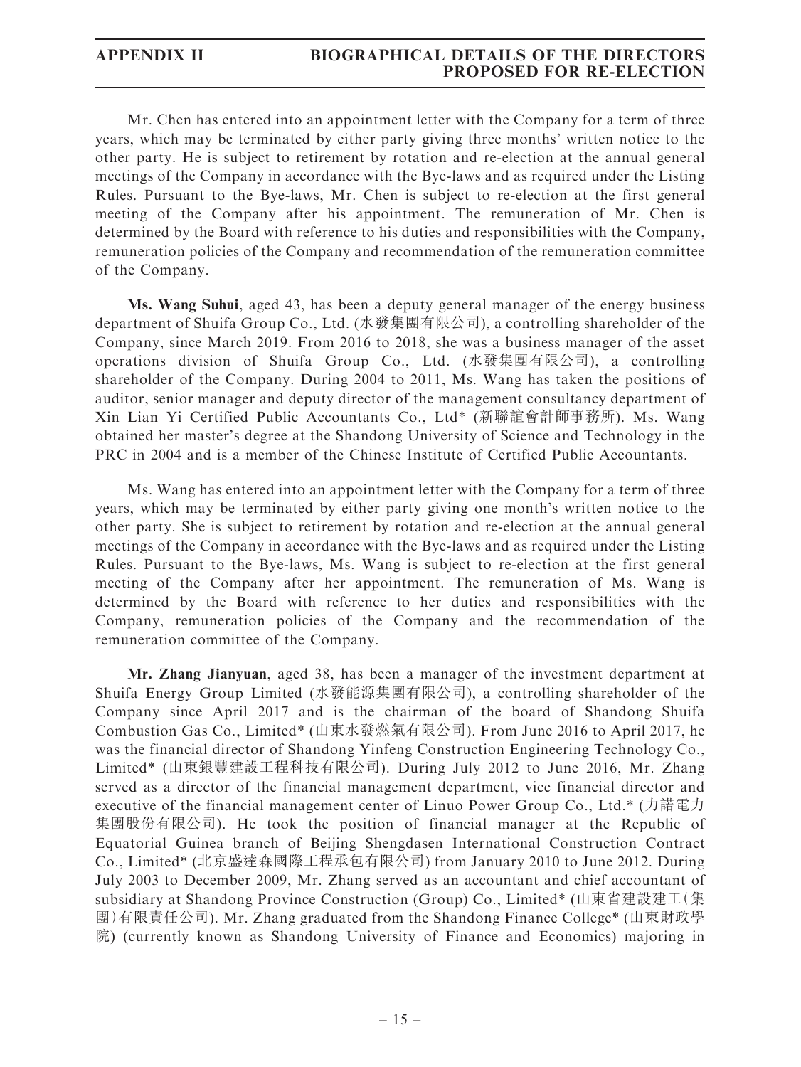Mr. Chen has entered into an appointment letter with the Company for a term of three years, which may be terminated by either party giving three months' written notice to the other party. He is subject to retirement by rotation and re-election at the annual general meetings of the Company in accordance with the Bye-laws and as required under the Listing Rules. Pursuant to the Bye-laws, Mr. Chen is subject to re-election at the first general meeting of the Company after his appointment. The remuneration of Mr. Chen is determined by the Board with reference to his duties and responsibilities with the Company, remuneration policies of the Company and recommendation of the remuneration committee of the Company.

**Ms. Wang Suhui**, aged 43, has been a deputy general manager of the energy business department of Shuifa Group Co., Ltd. (水發集團有限公司), a controlling shareholder of the Company, since March 2019. From 2016 to 2018, she was a business manager of the asset operations division of Shuifa Group Co., Ltd. (水發集團有限公司), a controlling shareholder of the Company. During 2004 to 2011, Ms. Wang has taken the positions of auditor, senior manager and deputy director of the management consultancy department of Xin Lian Yi Certified Public Accountants Co., Ltd* (新聯誼會計師事務所). Ms. Wang obtained her master's degree at the Shandong University of Science and Technology in the PRC in 2004 and is a member of the Chinese Institute of Certified Public Accountants.

Ms. Wang has entered into an appointment letter with the Company for a term of three years, which may be terminated by either party giving one month's written notice to the other party. She is subject to retirement by rotation and re-election at the annual general meetings of the Company in accordance with the Bye-laws and as required under the Listing Rules. Pursuant to the Bye-laws, Ms. Wang is subject to re-election at the first general meeting of the Company after her appointment. The remuneration of Ms. Wang is determined by the Board with reference to her duties and responsibilities with the Company, remuneration policies of the Company and the recommendation of the remuneration committee of the Company.

**Mr. Zhang Jianyuan**, aged 38, has been a manager of the investment department at Shuifa Energy Group Limited (水發能源集團有限公司), a controlling shareholder of the Company since April 2017 and is the chairman of the board of Shandong Shuifa Combustion Gas Co., Limited* (山東水發燃氣有限公司). From June 2016 to April 2017, he was the financial director of Shandong Yinfeng Construction Engineering Technology Co., Limited* (山東銀豐建設工程科技有限公司). During July 2012 to June 2016, Mr. Zhang served as a director of the financial management department, vice financial director and executive of the financial management center of Linuo Power Group Co., Ltd.* (力諾電力集團股份有限公司). He took the position of financial manager at the Republic of Equatorial Guinea branch of Beijing Shengdasen International Construction Contract Co., Limited* (北京盛達森國際工程承包有限公司) from January 2010 to June 2012. During July 2003 to December 2009, Mr. Zhang served as an accountant and chief accountant of subsidiary at Shandong Province Construction (Group) Co., Limited* (山東省建設建工(集團)有限責任公司). Mr. Zhang graduated from the Shandong Finance College* (山東財政學院) (currently known as Shandong University of Finance and Economics) majoring in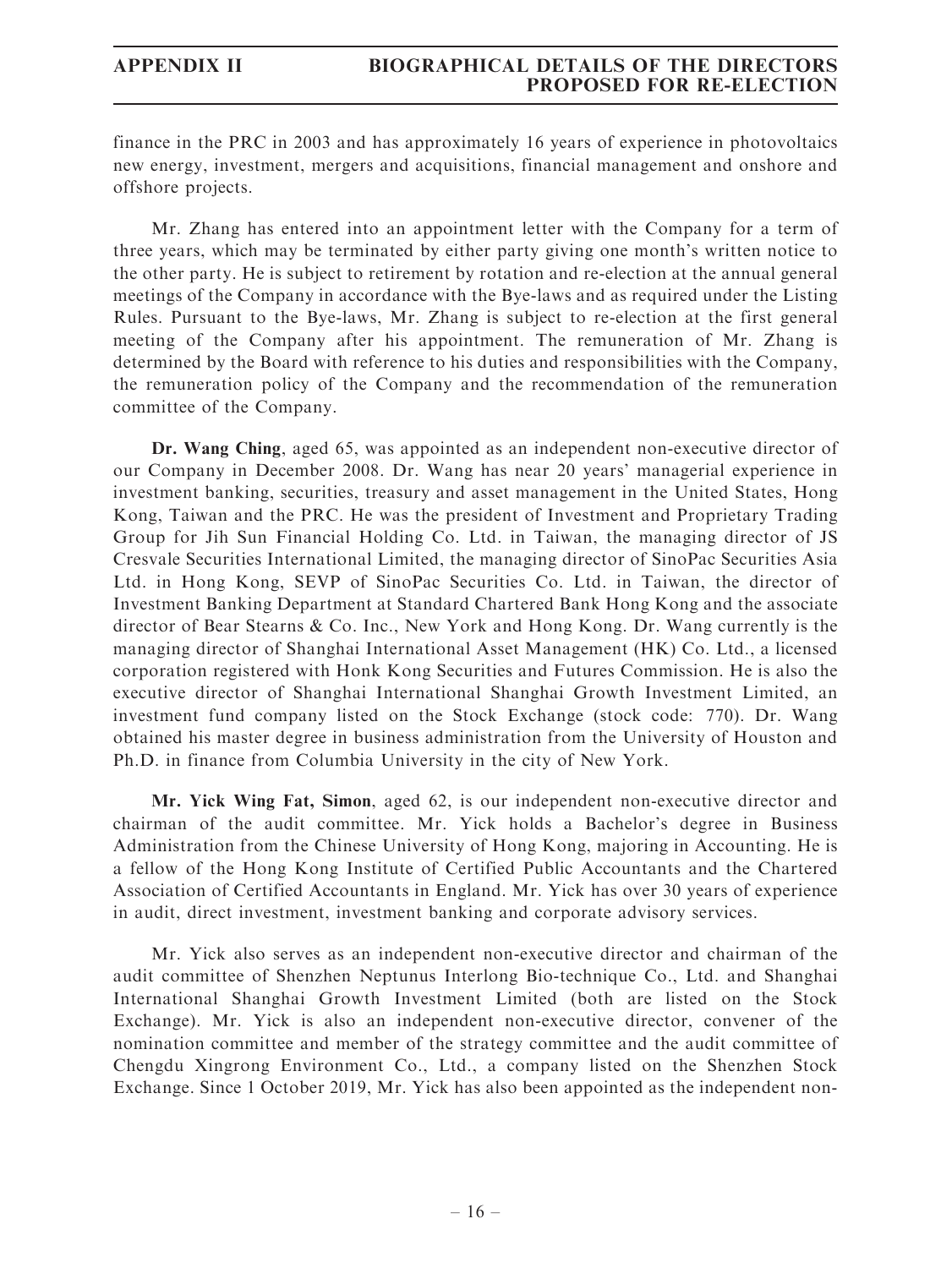finance in the PRC in 2003 and has approximately 16 years of experience in photovoltaics new energy, investment, mergers and acquisitions, financial management and onshore and offshore projects.

Mr. Zhang has entered into an appointment letter with the Company for a term of three years, which may be terminated by either party giving one month's written notice to the other party. He is subject to retirement by rotation and re-election at the annual general meetings of the Company in accordance with the Bye-laws and as required under the Listing Rules. Pursuant to the Bye-laws, Mr. Zhang is subject to re-election at the first general meeting of the Company after his appointment. The remuneration of Mr. Zhang is determined by the Board with reference to his duties and responsibilities with the Company, the remuneration policy of the Company and the recommendation of the remuneration committee of the Company.

**Dr. Wang Ching**, aged 65, was appointed as an independent non-executive director of our Company in December 2008. Dr. Wang has near 20 years' managerial experience in investment banking, securities, treasury and asset management in the United States, Hong Kong, Taiwan and the PRC. He was the president of Investment and Proprietary Trading Group for Jih Sun Financial Holding Co. Ltd. in Taiwan, the managing director of JS Cresvale Securities International Limited, the managing director of SinoPac Securities Asia Ltd. in Hong Kong, SEVP of SinoPac Securities Co. Ltd. in Taiwan, the director of Investment Banking Department at Standard Chartered Bank Hong Kong and the associate director of Bear Stearns & Co. Inc., New York and Hong Kong. Dr. Wang currently is the managing director of Shanghai International Asset Management (HK) Co. Ltd., a licensed corporation registered with Honk Kong Securities and Futures Commission. He is also the executive director of Shanghai International Shanghai Growth Investment Limited, an investment fund company listed on the Stock Exchange (stock code: 770). Dr. Wang obtained his master degree in business administration from the University of Houston and Ph.D. in finance from Columbia University in the city of New York.

**Mr. Yick Wing Fat, Simon**, aged 62, is our independent non-executive director and chairman of the audit committee. Mr. Yick holds a Bachelor's degree in Business Administration from the Chinese University of Hong Kong, majoring in Accounting. He is a fellow of the Hong Kong Institute of Certified Public Accountants and the Chartered Association of Certified Accountants in England. Mr. Yick has over 30 years of experience in audit, direct investment, investment banking and corporate advisory services.

Mr. Yick also serves as an independent non-executive director and chairman of the audit committee of Shenzhen Neptunus Interlong Bio-technique Co., Ltd. and Shanghai International Shanghai Growth Investment Limited (both are listed on the Stock Exchange). Mr. Yick is also an independent non-executive director, convener of the nomination committee and member of the strategy committee and the audit committee of Chengdu Xingrong Environment Co., Ltd., a company listed on the Shenzhen Stock Exchange. Since 1 October 2019, Mr. Yick has also been appointed as the independent non-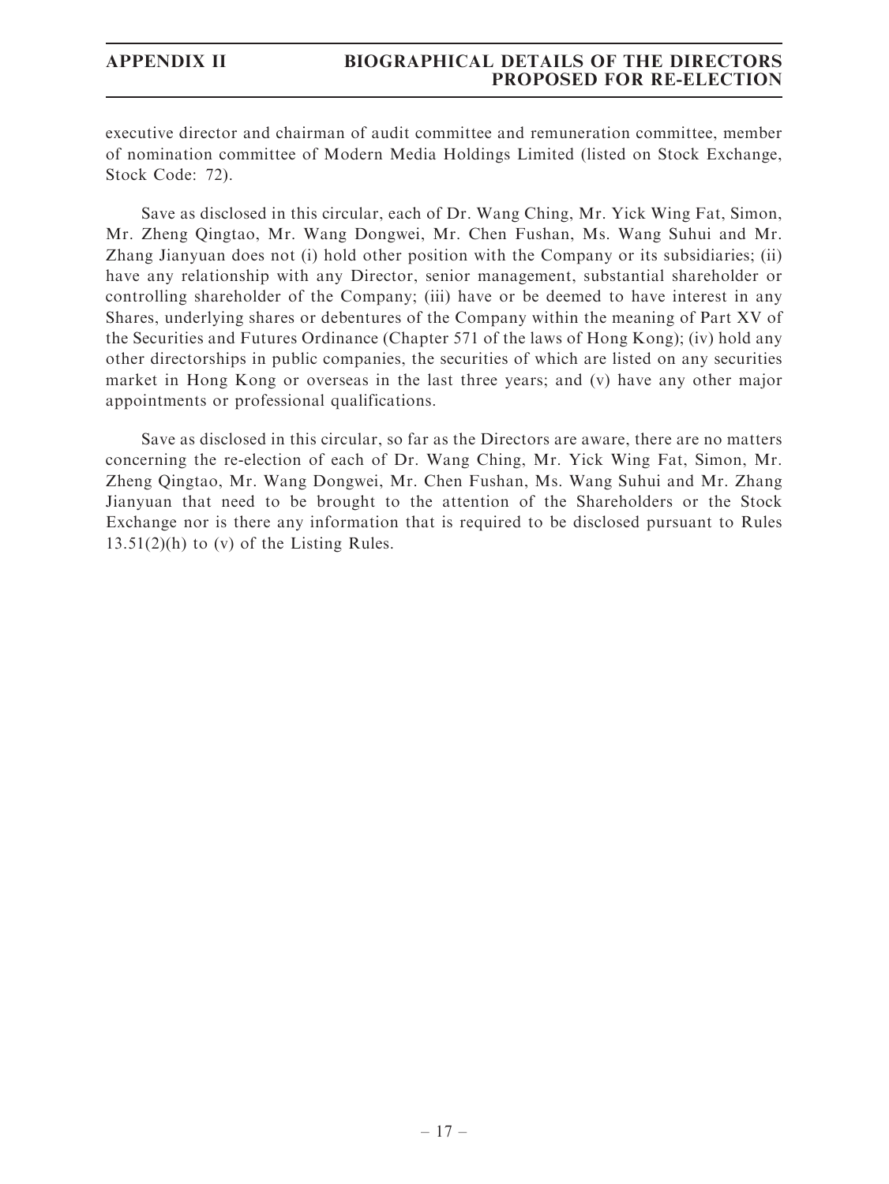executive director and chairman of audit committee and remuneration committee, member of nomination committee of Modern Media Holdings Limited (listed on Stock Exchange, Stock Code: 72).

Save as disclosed in this circular, each of Dr. Wang Ching, Mr. Yick Wing Fat, Simon, Mr. Zheng Qingtao, Mr. Wang Dongwei, Mr. Chen Fushan, Ms. Wang Suhui and Mr. Zhang Jianyuan does not (i) hold other position with the Company or its subsidiaries; (ii) have any relationship with any Director, senior management, substantial shareholder or controlling shareholder of the Company; (iii) have or be deemed to have interest in any Shares, underlying shares or debentures of the Company within the meaning of Part XV of the Securities and Futures Ordinance (Chapter 571 of the laws of Hong Kong); (iv) hold any other directorships in public companies, the securities of which are listed on any securities market in Hong Kong or overseas in the last three years; and (v) have any other major appointments or professional qualifications.

Save as disclosed in this circular, so far as the Directors are aware, there are no matters concerning the re-election of each of Dr. Wang Ching, Mr. Yick Wing Fat, Simon, Mr. Zheng Qingtao, Mr. Wang Dongwei, Mr. Chen Fushan, Ms. Wang Suhui and Mr. Zhang Jianyuan that need to be brought to the attention of the Shareholders or the Stock Exchange nor is there any information that is required to be disclosed pursuant to Rules 13.51(2)(h) to (v) of the Listing Rules.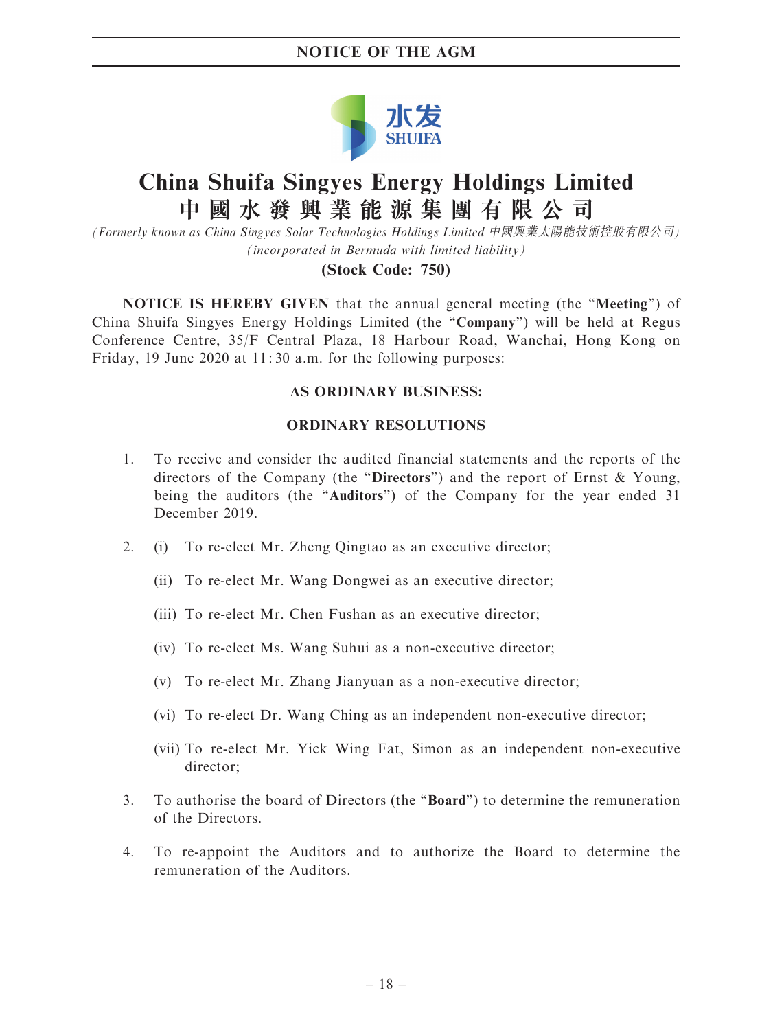# China Shuifa Singyes Energy Holdings Limited
# 中國水發興業能源集團有限公司

*(Formerly known as China Singyes Solar Technologies Holdings Limited 中國興業太陽能技術控股有限公司)*
*(incorporated in Bermuda with limited liability)*

**(Stock Code: 750)**

**NOTICE IS HEREBY GIVEN** that the annual general meeting (the "**Meeting**") of China Shuifa Singyes Energy Holdings Limited (the "**Company**") will be held at Regus Conference Centre, 35/F Central Plaza, 18 Harbour Road, Wanchai, Hong Kong on Friday, 19 June 2020 at 11:30 a.m. for the following purposes:

**AS ORDINARY BUSINESS:**

**ORDINARY RESOLUTIONS**

1. To receive and consider the audited financial statements and the reports of the directors of the Company (the "**Directors**") and the report of Ernst & Young, being the auditors (the "**Auditors**") of the Company for the year ended 31 December 2019.

2. (i) To re-elect Mr. Zheng Qingtao as an executive director;

   (ii) To re-elect Mr. Wang Dongwei as an executive director;

   (iii) To re-elect Mr. Chen Fushan as an executive director;

   (iv) To re-elect Ms. Wang Suhui as a non-executive director;

   (v) To re-elect Mr. Zhang Jianyuan as a non-executive director;

   (vi) To re-elect Dr. Wang Ching as an independent non-executive director;

   (vii) To re-elect Mr. Yick Wing Fat, Simon as an independent non-executive director;

3. To authorise the board of Directors (the "**Board**") to determine the remuneration of the Directors.

4. To re-appoint the Auditors and to authorize the Board to determine the remuneration of the Auditors.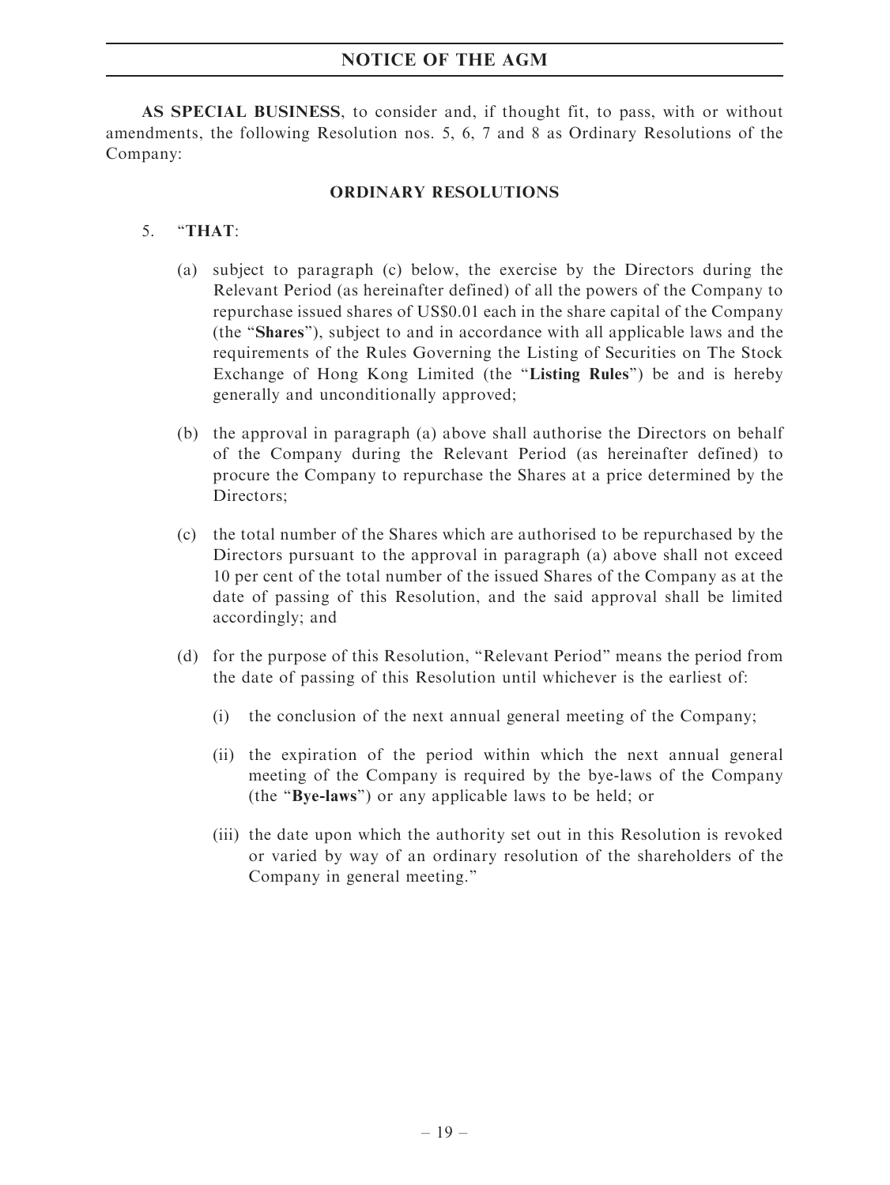**AS SPECIAL BUSINESS**, to consider and, if thought fit, to pass, with or without amendments, the following Resolution nos. 5, 6, 7 and 8 as Ordinary Resolutions of the Company:

## ORDINARY RESOLUTIONS

5. "**THAT**:

   (a) subject to paragraph (c) below, the exercise by the Directors during the Relevant Period (as hereinafter defined) of all the powers of the Company to repurchase issued shares of US$0.01 each in the share capital of the Company (the "**Shares**"), subject to and in accordance with all applicable laws and the requirements of the Rules Governing the Listing of Securities on The Stock Exchange of Hong Kong Limited (the "**Listing Rules**") be and is hereby generally and unconditionally approved;

   (b) the approval in paragraph (a) above shall authorise the Directors on behalf of the Company during the Relevant Period (as hereinafter defined) to procure the Company to repurchase the Shares at a price determined by the Directors;

   (c) the total number of the Shares which are authorised to be repurchased by the Directors pursuant to the approval in paragraph (a) above shall not exceed 10 per cent of the total number of the issued Shares of the Company as at the date of passing of this Resolution, and the said approval shall be limited accordingly; and

   (d) for the purpose of this Resolution, "Relevant Period" means the period from the date of passing of this Resolution until whichever is the earliest of:

      (i) the conclusion of the next annual general meeting of the Company;

      (ii) the expiration of the period within which the next annual general meeting of the Company is required by the bye-laws of the Company (the "**Bye-laws**") or any applicable laws to be held; or

      (iii) the date upon which the authority set out in this Resolution is revoked or varied by way of an ordinary resolution of the shareholders of the Company in general meeting."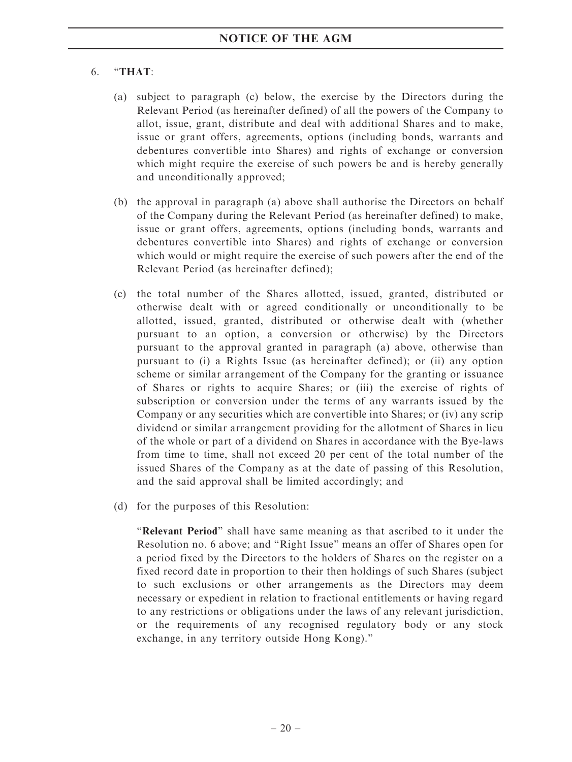6. "**THAT**:

   (a) subject to paragraph (c) below, the exercise by the Directors during the Relevant Period (as hereinafter defined) of all the powers of the Company to allot, issue, grant, distribute and deal with additional Shares and to make, issue or grant offers, agreements, options (including bonds, warrants and debentures convertible into Shares) and rights of exchange or conversion which might require the exercise of such powers be and is hereby generally and unconditionally approved;

   (b) the approval in paragraph (a) above shall authorise the Directors on behalf of the Company during the Relevant Period (as hereinafter defined) to make, issue or grant offers, agreements, options (including bonds, warrants and debentures convertible into Shares) and rights of exchange or conversion which would or might require the exercise of such powers after the end of the Relevant Period (as hereinafter defined);

   (c) the total number of the Shares allotted, issued, granted, distributed or otherwise dealt with or agreed conditionally or unconditionally to be allotted, issued, granted, distributed or otherwise dealt with (whether pursuant to an option, a conversion or otherwise) by the Directors pursuant to the approval granted in paragraph (a) above, otherwise than pursuant to (i) a Rights Issue (as hereinafter defined); or (ii) any option scheme or similar arrangement of the Company for the granting or issuance of Shares or rights to acquire Shares; or (iii) the exercise of rights of subscription or conversion under the terms of any warrants issued by the Company or any securities which are convertible into Shares; or (iv) any scrip dividend or similar arrangement providing for the allotment of Shares in lieu of the whole or part of a dividend on Shares in accordance with the Bye-laws from time to time, shall not exceed 20 per cent of the total number of the issued Shares of the Company as at the date of passing of this Resolution, and the said approval shall be limited accordingly; and

   (d) for the purposes of this Resolution:

   "**Relevant Period**" shall have same meaning as that ascribed to it under the Resolution no. 6 above; and "Right Issue" means an offer of Shares open for a period fixed by the Directors to the holders of Shares on the register on a fixed record date in proportion to their then holdings of such Shares (subject to such exclusions or other arrangements as the Directors may deem necessary or expedient in relation to fractional entitlements or having regard to any restrictions or obligations under the laws of any relevant jurisdiction, or the requirements of any recognised regulatory body or any stock exchange, in any territory outside Hong Kong)."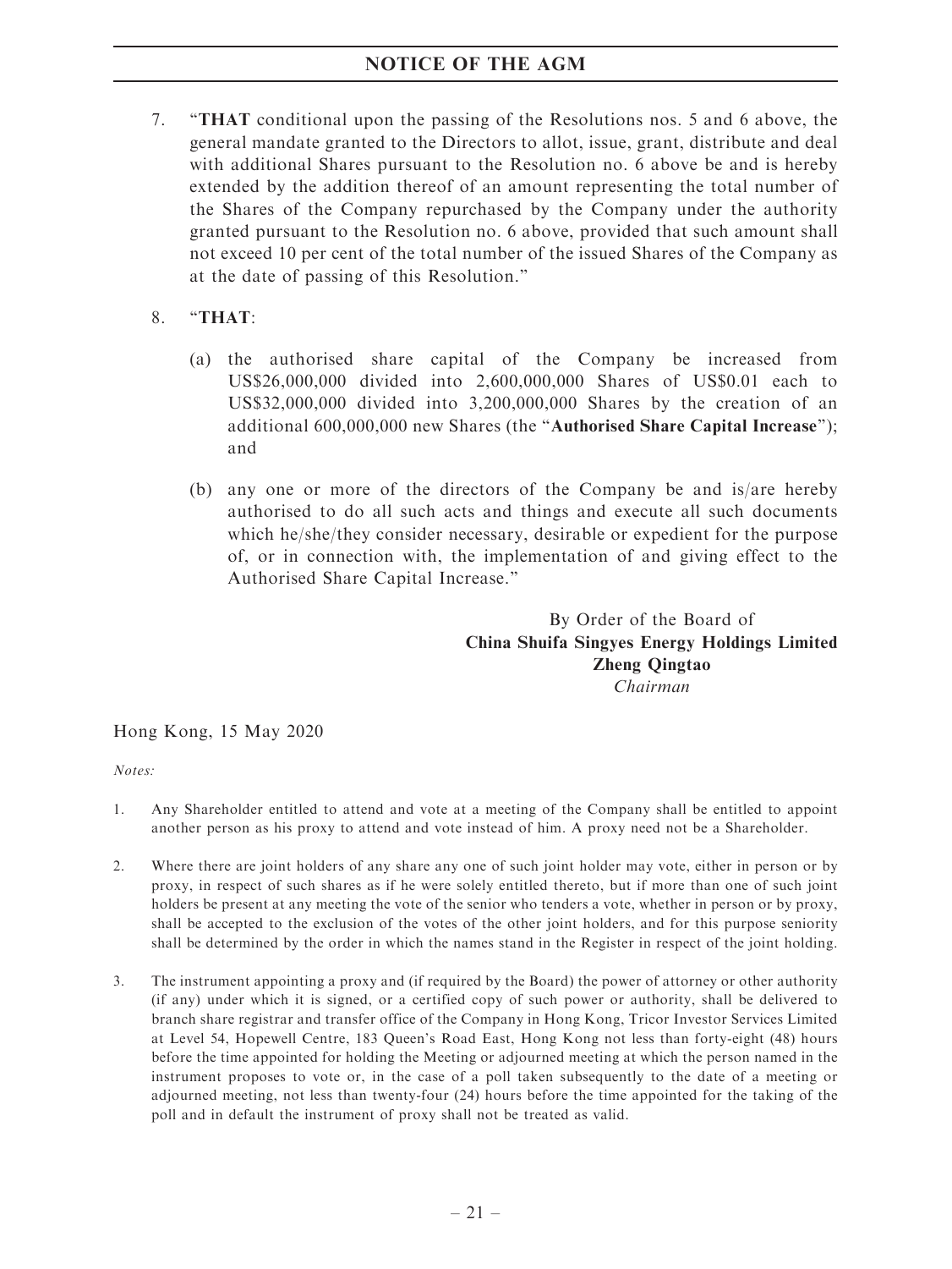7. "**THAT** conditional upon the passing of the Resolutions nos. 5 and 6 above, the general mandate granted to the Directors to allot, issue, grant, distribute and deal with additional Shares pursuant to the Resolution no. 6 above be and is hereby extended by the addition thereof of an amount representing the total number of the Shares of the Company repurchased by the Company under the authority granted pursuant to the Resolution no. 6 above, provided that such amount shall not exceed 10 per cent of the total number of the issued Shares of the Company as at the date of passing of this Resolution."

8. "**THAT**:

   (a) the authorised share capital of the Company be increased from US$26,000,000 divided into 2,600,000,000 Shares of US$0.01 each to US$32,000,000 divided into 3,200,000,000 Shares by the creation of an additional 600,000,000 new Shares (the "**Authorised Share Capital Increase**"); and

   (b) any one or more of the directors of the Company be and is/are hereby authorised to do all such acts and things and execute all such documents which he/she/they consider necessary, desirable or expedient for the purpose of, or in connection with, the implementation of and giving effect to the Authorised Share Capital Increase."

By Order of the Board of
**China Shuifa Singyes Energy Holdings Limited**
**Zheng Qingtao**
*Chairman*

Hong Kong, 15 May 2020

*Notes:*

1. Any Shareholder entitled to attend and vote at a meeting of the Company shall be entitled to appoint another person as his proxy to attend and vote instead of him. A proxy need not be a Shareholder.

2. Where there are joint holders of any share any one of such joint holder may vote, either in person or by proxy, in respect of such shares as if he were solely entitled thereto, but if more than one of such joint holders be present at any meeting the vote of the senior who tenders a vote, whether in person or by proxy, shall be accepted to the exclusion of the votes of the other joint holders, and for this purpose seniority shall be determined by the order in which the names stand in the Register in respect of the joint holding.

3. The instrument appointing a proxy and (if required by the Board) the power of attorney or other authority (if any) under which it is signed, or a certified copy of such power or authority, shall be delivered to branch share registrar and transfer office of the Company in Hong Kong, Tricor Investor Services Limited at Level 54, Hopewell Centre, 183 Queen's Road East, Hong Kong not less than forty-eight (48) hours before the time appointed for holding the Meeting or adjourned meeting at which the person named in the instrument proposes to vote or, in the case of a poll taken subsequently to the date of a meeting or adjourned meeting, not less than twenty-four (24) hours before the time appointed for the taking of the poll and in default the instrument of proxy shall not be treated as valid.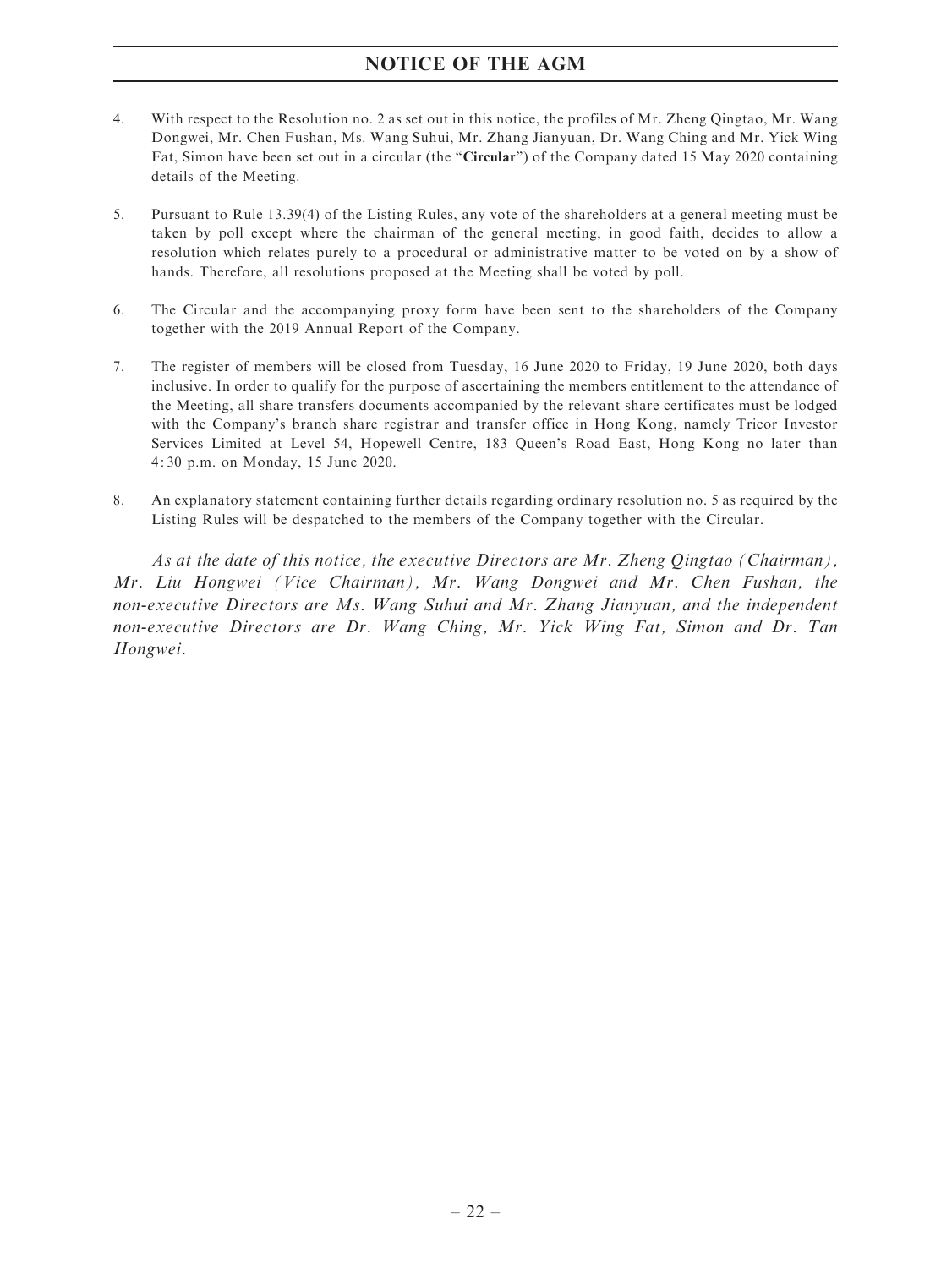4. With respect to the Resolution no. 2 as set out in this notice, the profiles of Mr. Zheng Qingtao, Mr. Wang Dongwei, Mr. Chen Fushan, Ms. Wang Suhui, Mr. Zhang Jianyuan, Dr. Wang Ching and Mr. Yick Wing Fat, Simon have been set out in a circular (the "**Circular**") of the Company dated 15 May 2020 containing details of the Meeting.

5. Pursuant to Rule 13.39(4) of the Listing Rules, any vote of the shareholders at a general meeting must be taken by poll except where the chairman of the general meeting, in good faith, decides to allow a resolution which relates purely to a procedural or administrative matter to be voted on by a show of hands. Therefore, all resolutions proposed at the Meeting shall be voted by poll.

6. The Circular and the accompanying proxy form have been sent to the shareholders of the Company together with the 2019 Annual Report of the Company.

7. The register of members will be closed from Tuesday, 16 June 2020 to Friday, 19 June 2020, both days inclusive. In order to qualify for the purpose of ascertaining the members entitlement to the attendance of the Meeting, all share transfers documents accompanied by the relevant share certificates must be lodged with the Company's branch share registrar and transfer office in Hong Kong, namely Tricor Investor Services Limited at Level 54, Hopewell Centre, 183 Queen's Road East, Hong Kong no later than 4:30 p.m. on Monday, 15 June 2020.

8. An explanatory statement containing further details regarding ordinary resolution no. 5 as required by the Listing Rules will be despatched to the members of the Company together with the Circular.

*As at the date of this notice, the executive Directors are Mr. Zheng Qingtao (Chairman), Mr. Liu Hongwei (Vice Chairman), Mr. Wang Dongwei and Mr. Chen Fushan, the non-executive Directors are Ms. Wang Suhui and Mr. Zhang Jianyuan, and the independent non-executive Directors are Dr. Wang Ching, Mr. Yick Wing Fat, Simon and Dr. Tan Hongwei.*